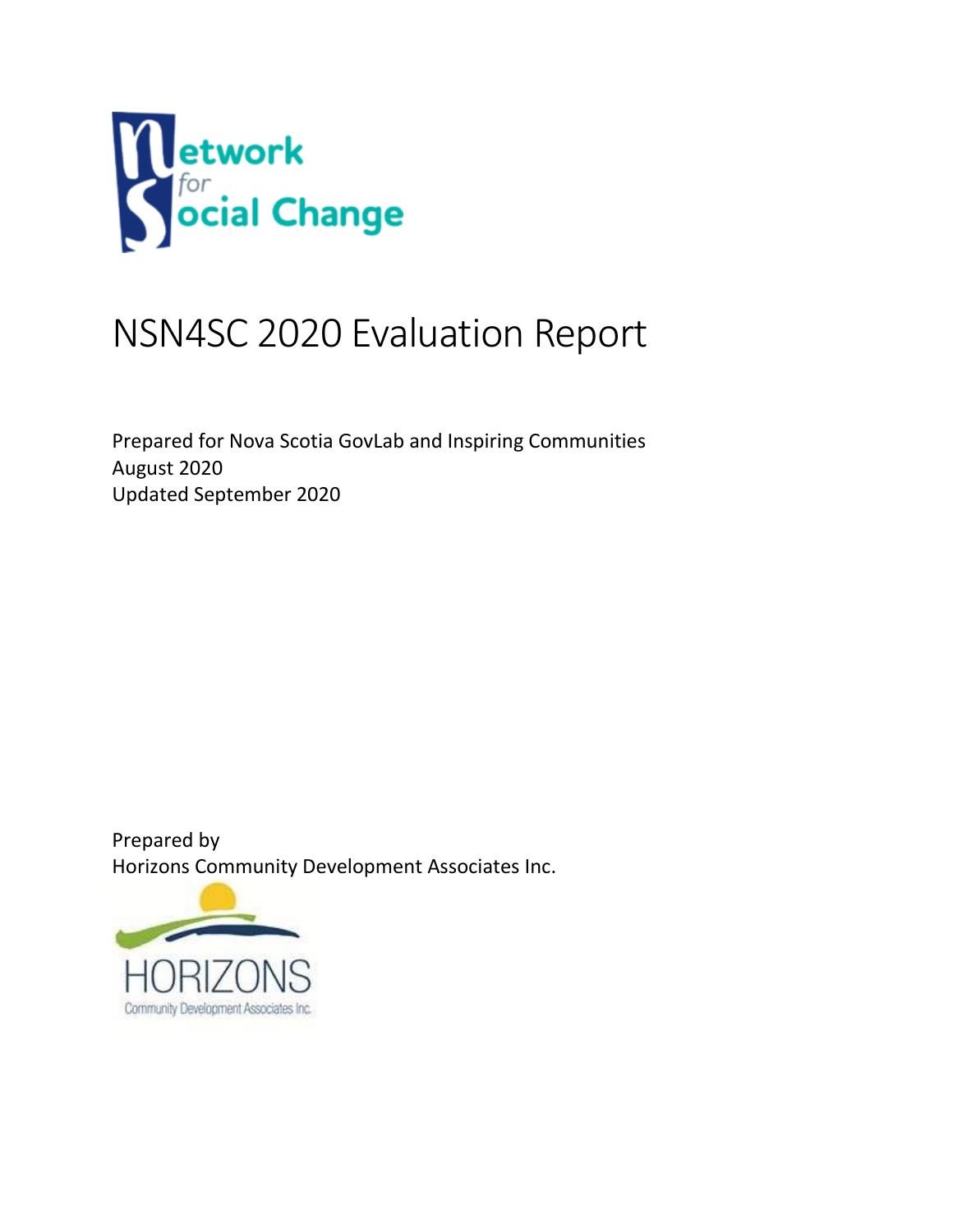Network for Social Change

# NSN4SC 2020 Evaluation Report

Prepared for Nova Scotia GovLab and Inspiring Communities
August 2020
Updated September 2020

Prepared by
Horizons Community Development Associates Inc.

HORIZONS
Community Development Associates Inc.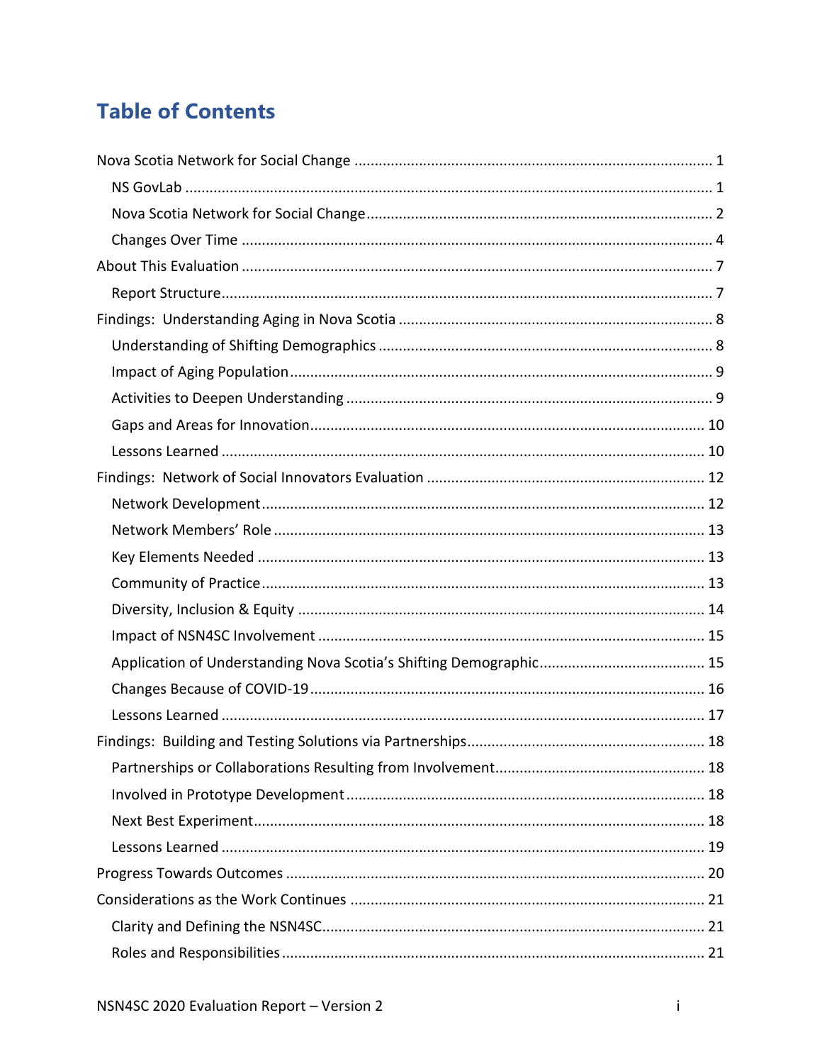# Table of Contents

- Nova Scotia Network for Social Change ........ 1
  - NS GovLab ........ 1
  - Nova Scotia Network for Social Change ........ 2
  - Changes Over Time ........ 4
- About This Evaluation ........ 7
  - Report Structure ........ 7
- Findings: Understanding Aging in Nova Scotia ........ 8
  - Understanding of Shifting Demographics ........ 8
  - Impact of Aging Population ........ 9
  - Activities to Deepen Understanding ........ 9
  - Gaps and Areas for Innovation ........ 10
  - Lessons Learned ........ 10
- Findings: Network of Social Innovators Evaluation ........ 12
  - Network Development ........ 12
  - Network Members' Role ........ 13
  - Key Elements Needed ........ 13
  - Community of Practice ........ 13
  - Diversity, Inclusion & Equity ........ 14
  - Impact of NSN4SC Involvement ........ 15
  - Application of Understanding Nova Scotia's Shifting Demographic ........ 15
  - Changes Because of COVID-19 ........ 16
  - Lessons Learned ........ 17
- Findings: Building and Testing Solutions via Partnerships ........ 18
  - Partnerships or Collaborations Resulting from Involvement ........ 18
  - Involved in Prototype Development ........ 18
  - Next Best Experiment ........ 18
  - Lessons Learned ........ 19
- Progress Towards Outcomes ........ 20
- Considerations as the Work Continues ........ 21
  - Clarity and Defining the NSN4SC ........ 21
  - Roles and Responsibilities ........ 21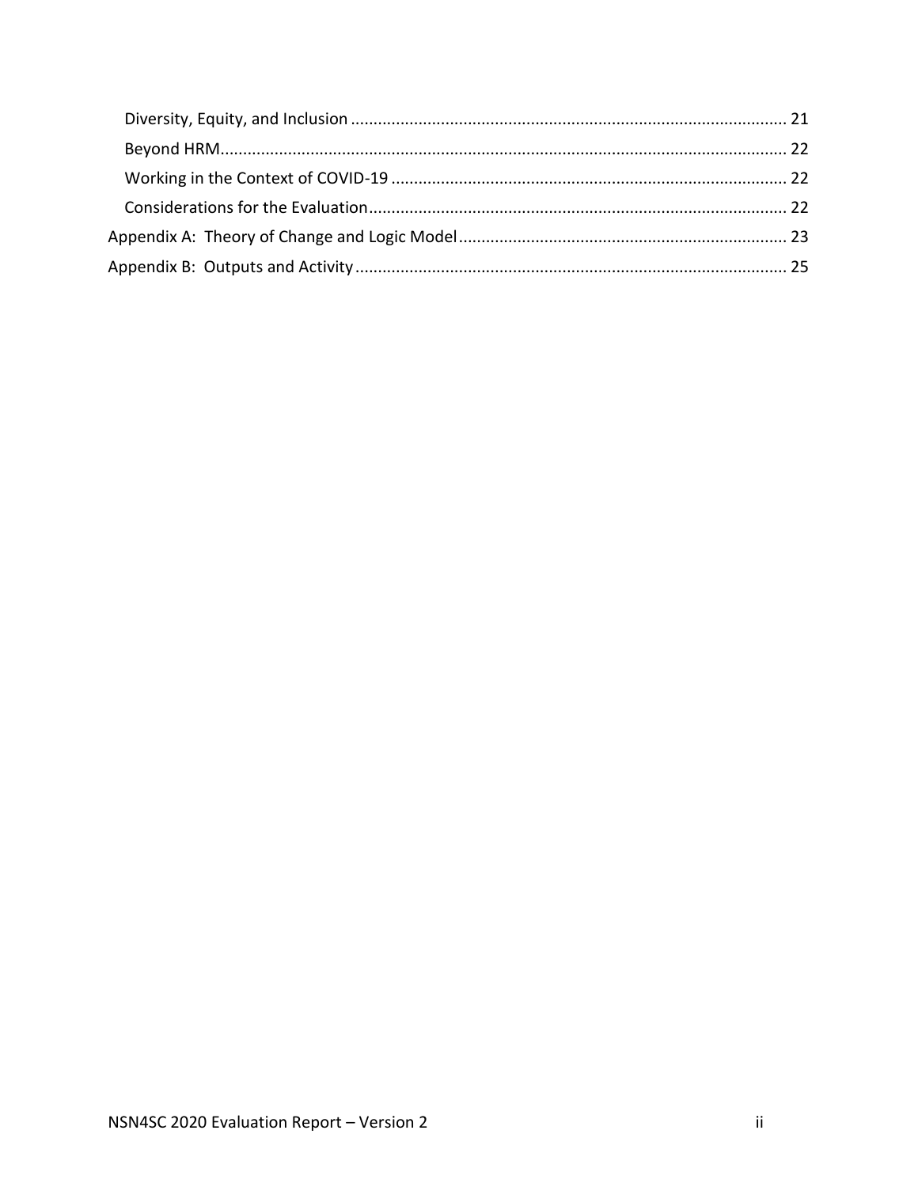Diversity, Equity, and Inclusion ................................................................................................ 21

Beyond HRM............................................................................................................................. 22

Working in the Context of COVID-19 ....................................................................................... 22

Considerations for the Evaluation............................................................................................ 22

Appendix A: Theory of Change and Logic Model ......................................................................... 23

Appendix B: Outputs and Activity ............................................................................................... 25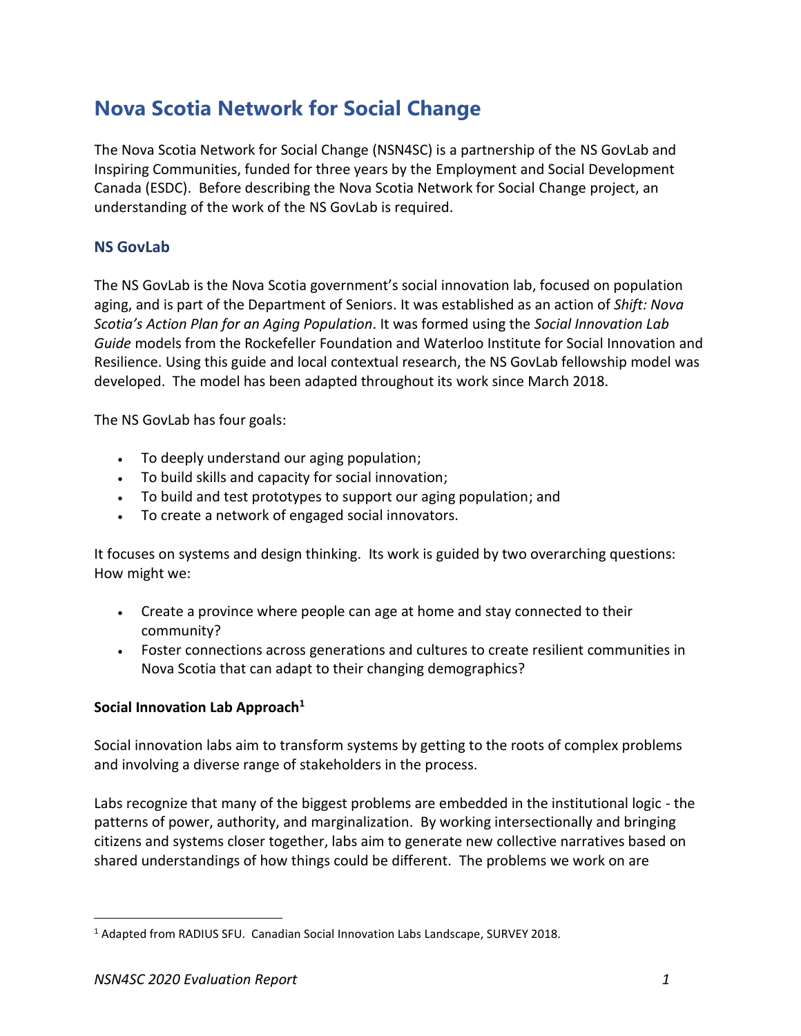# Nova Scotia Network for Social Change

The Nova Scotia Network for Social Change (NSN4SC) is a partnership of the NS GovLab and Inspiring Communities, funded for three years by the Employment and Social Development Canada (ESDC). Before describing the Nova Scotia Network for Social Change project, an understanding of the work of the NS GovLab is required.

## NS GovLab

The NS GovLab is the Nova Scotia government's social innovation lab, focused on population aging, and is part of the Department of Seniors. It was established as an action of *Shift: Nova Scotia's Action Plan for an Aging Population*. It was formed using the *Social Innovation Lab Guide* models from the Rockefeller Foundation and Waterloo Institute for Social Innovation and Resilience. Using this guide and local contextual research, the NS GovLab fellowship model was developed. The model has been adapted throughout its work since March 2018.

The NS GovLab has four goals:

- To deeply understand our aging population;
- To build skills and capacity for social innovation;
- To build and test prototypes to support our aging population; and
- To create a network of engaged social innovators.

It focuses on systems and design thinking. Its work is guided by two overarching questions: How might we:

- Create a province where people can age at home and stay connected to their community?
- Foster connections across generations and cultures to create resilient communities in Nova Scotia that can adapt to their changing demographics?

### Social Innovation Lab Approach[1]

Social innovation labs aim to transform systems by getting to the roots of complex problems and involving a diverse range of stakeholders in the process.

Labs recognize that many of the biggest problems are embedded in the institutional logic - the patterns of power, authority, and marginalization. By working intersectionally and bringing citizens and systems closer together, labs aim to generate new collective narratives based on shared understandings of how things could be different. The problems we work on are

[1] Adapted from RADIUS SFU. Canadian Social Innovation Labs Landscape, SURVEY 2018.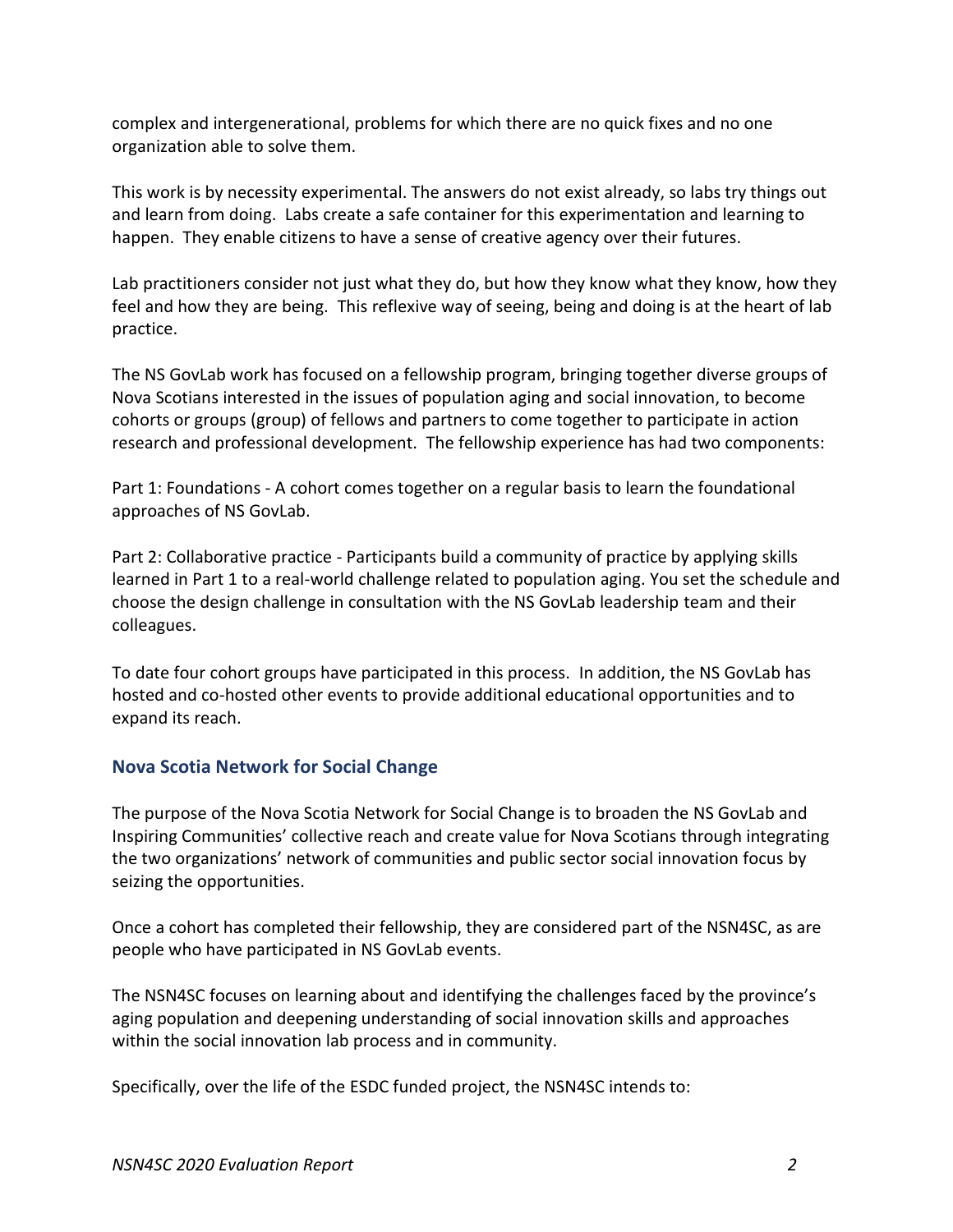complex and intergenerational, problems for which there are no quick fixes and no one organization able to solve them.

This work is by necessity experimental. The answers do not exist already, so labs try things out and learn from doing. Labs create a safe container for this experimentation and learning to happen. They enable citizens to have a sense of creative agency over their futures.

Lab practitioners consider not just what they do, but how they know what they know, how they feel and how they are being. This reflexive way of seeing, being and doing is at the heart of lab practice.

The NS GovLab work has focused on a fellowship program, bringing together diverse groups of Nova Scotians interested in the issues of population aging and social innovation, to become cohorts or groups (group) of fellows and partners to come together to participate in action research and professional development. The fellowship experience has had two components:

Part 1: Foundations - A cohort comes together on a regular basis to learn the foundational approaches of NS GovLab.

Part 2: Collaborative practice - Participants build a community of practice by applying skills learned in Part 1 to a real-world challenge related to population aging. You set the schedule and choose the design challenge in consultation with the NS GovLab leadership team and their colleagues.

To date four cohort groups have participated in this process. In addition, the NS GovLab has hosted and co-hosted other events to provide additional educational opportunities and to expand its reach.

### Nova Scotia Network for Social Change

The purpose of the Nova Scotia Network for Social Change is to broaden the NS GovLab and Inspiring Communities' collective reach and create value for Nova Scotians through integrating the two organizations' network of communities and public sector social innovation focus by seizing the opportunities.

Once a cohort has completed their fellowship, they are considered part of the NSN4SC, as are people who have participated in NS GovLab events.

The NSN4SC focuses on learning about and identifying the challenges faced by the province's aging population and deepening understanding of social innovation skills and approaches within the social innovation lab process and in community.

Specifically, over the life of the ESDC funded project, the NSN4SC intends to: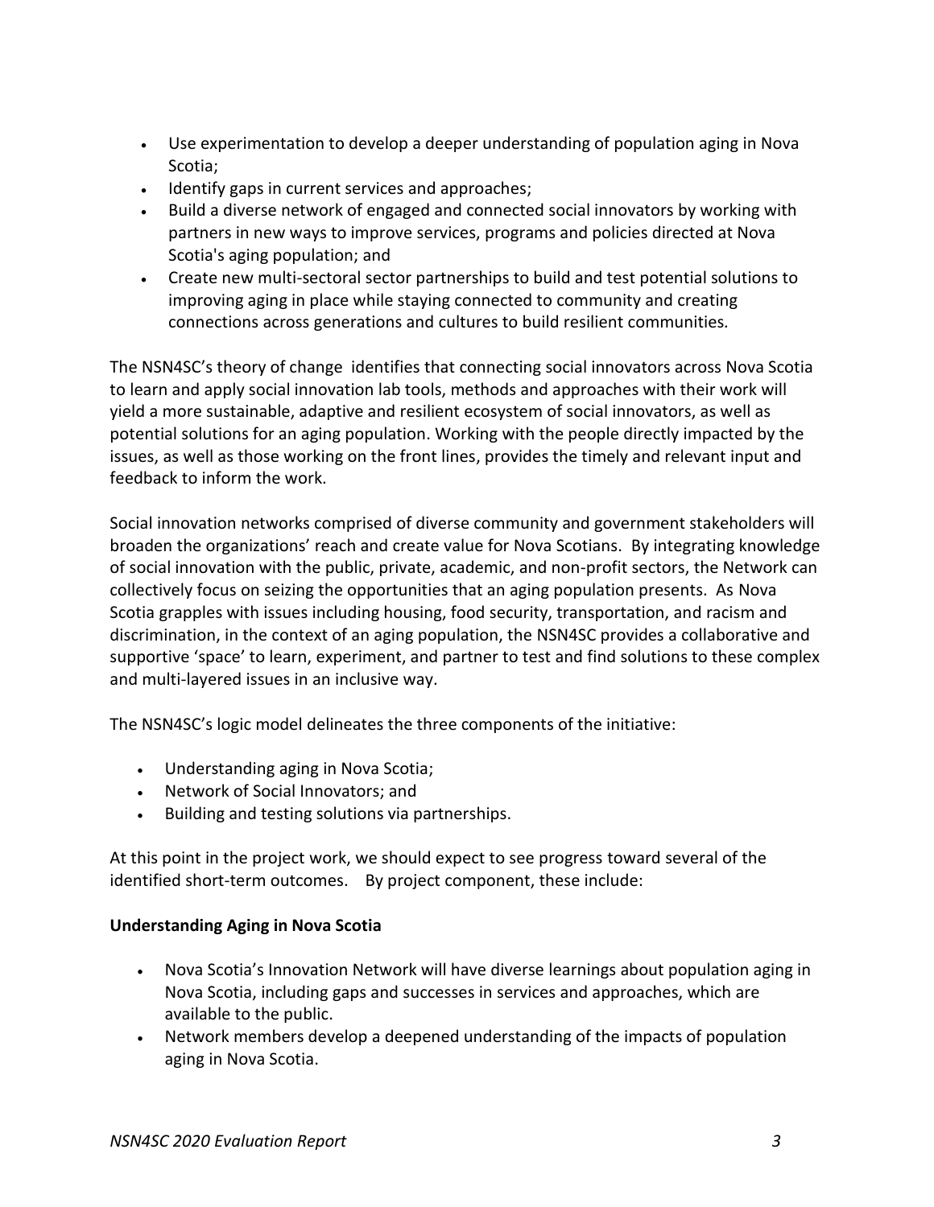- Use experimentation to develop a deeper understanding of population aging in Nova Scotia;
- Identify gaps in current services and approaches;
- Build a diverse network of engaged and connected social innovators by working with partners in new ways to improve services, programs and policies directed at Nova Scotia's aging population; and
- Create new multi-sectoral sector partnerships to build and test potential solutions to improving aging in place while staying connected to community and creating connections across generations and cultures to build resilient communities.

The NSN4SC's theory of change identifies that connecting social innovators across Nova Scotia to learn and apply social innovation lab tools, methods and approaches with their work will yield a more sustainable, adaptive and resilient ecosystem of social innovators, as well as potential solutions for an aging population. Working with the people directly impacted by the issues, as well as those working on the front lines, provides the timely and relevant input and feedback to inform the work.

Social innovation networks comprised of diverse community and government stakeholders will broaden the organizations' reach and create value for Nova Scotians. By integrating knowledge of social innovation with the public, private, academic, and non-profit sectors, the Network can collectively focus on seizing the opportunities that an aging population presents. As Nova Scotia grapples with issues including housing, food security, transportation, and racism and discrimination, in the context of an aging population, the NSN4SC provides a collaborative and supportive 'space' to learn, experiment, and partner to test and find solutions to these complex and multi-layered issues in an inclusive way.

The NSN4SC's logic model delineates the three components of the initiative:

- Understanding aging in Nova Scotia;
- Network of Social Innovators; and
- Building and testing solutions via partnerships.

At this point in the project work, we should expect to see progress toward several of the identified short-term outcomes. By project component, these include:

**Understanding Aging in Nova Scotia**

- Nova Scotia's Innovation Network will have diverse learnings about population aging in Nova Scotia, including gaps and successes in services and approaches, which are available to the public.
- Network members develop a deepened understanding of the impacts of population aging in Nova Scotia.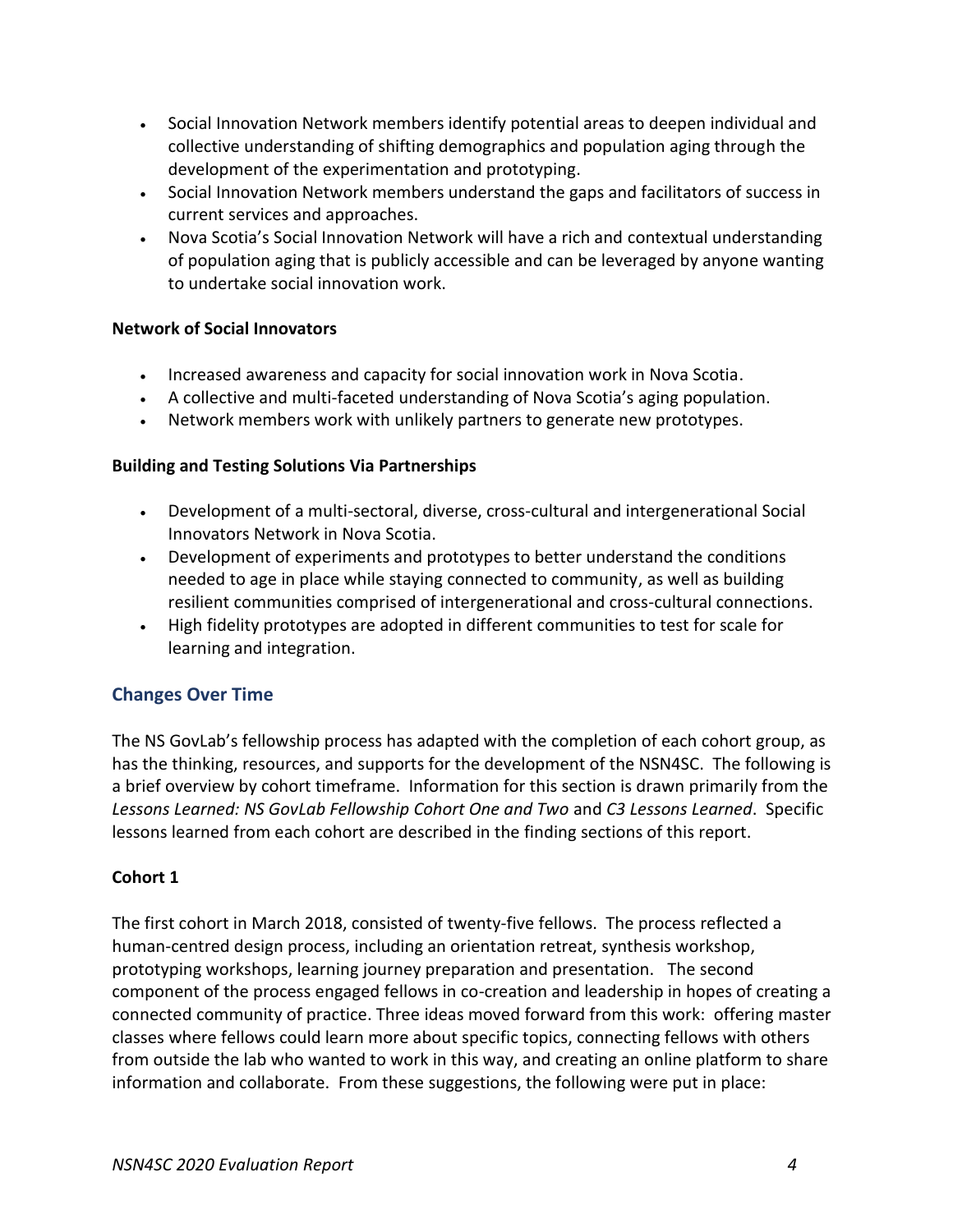- Social Innovation Network members identify potential areas to deepen individual and collective understanding of shifting demographics and population aging through the development of the experimentation and prototyping.
- Social Innovation Network members understand the gaps and facilitators of success in current services and approaches.
- Nova Scotia's Social Innovation Network will have a rich and contextual understanding of population aging that is publicly accessible and can be leveraged by anyone wanting to undertake social innovation work.

**Network of Social Innovators**

- Increased awareness and capacity for social innovation work in Nova Scotia.
- A collective and multi-faceted understanding of Nova Scotia's aging population.
- Network members work with unlikely partners to generate new prototypes.

**Building and Testing Solutions Via Partnerships**

- Development of a multi-sectoral, diverse, cross-cultural and intergenerational Social Innovators Network in Nova Scotia.
- Development of experiments and prototypes to better understand the conditions needed to age in place while staying connected to community, as well as building resilient communities comprised of intergenerational and cross-cultural connections.
- High fidelity prototypes are adopted in different communities to test for scale for learning and integration.

## Changes Over Time

The NS GovLab's fellowship process has adapted with the completion of each cohort group, as has the thinking, resources, and supports for the development of the NSN4SC. The following is a brief overview by cohort timeframe. Information for this section is drawn primarily from the *Lessons Learned: NS GovLab Fellowship Cohort One and Two* and *C3 Lessons Learned*. Specific lessons learned from each cohort are described in the finding sections of this report.

### Cohort 1

The first cohort in March 2018, consisted of twenty-five fellows. The process reflected a human-centred design process, including an orientation retreat, synthesis workshop, prototyping workshops, learning journey preparation and presentation. The second component of the process engaged fellows in co-creation and leadership in hopes of creating a connected community of practice. Three ideas moved forward from this work: offering master classes where fellows could learn more about specific topics, connecting fellows with others from outside the lab who wanted to work in this way, and creating an online platform to share information and collaborate. From these suggestions, the following were put in place: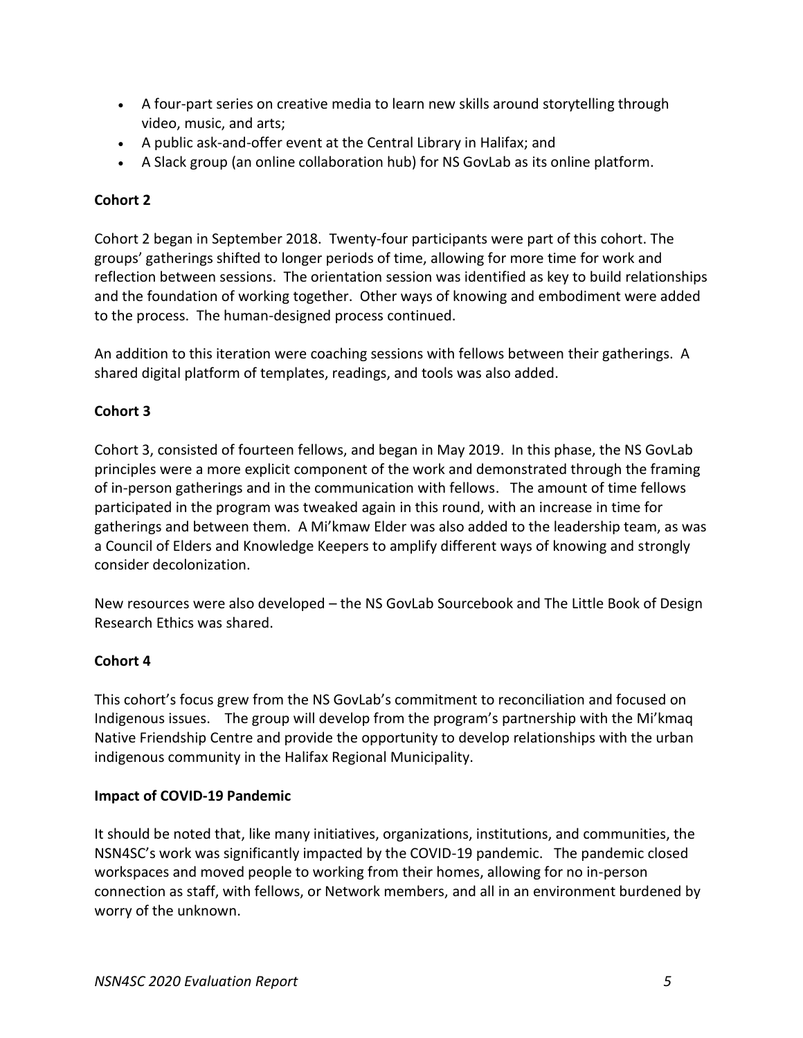- A four-part series on creative media to learn new skills around storytelling through video, music, and arts;
- A public ask-and-offer event at the Central Library in Halifax; and
- A Slack group (an online collaboration hub) for NS GovLab as its online platform.

**Cohort 2**

Cohort 2 began in September 2018. Twenty-four participants were part of this cohort. The groups' gatherings shifted to longer periods of time, allowing for more time for work and reflection between sessions. The orientation session was identified as key to build relationships and the foundation of working together. Other ways of knowing and embodiment were added to the process. The human-designed process continued.

An addition to this iteration were coaching sessions with fellows between their gatherings. A shared digital platform of templates, readings, and tools was also added.

**Cohort 3**

Cohort 3, consisted of fourteen fellows, and began in May 2019. In this phase, the NS GovLab principles were a more explicit component of the work and demonstrated through the framing of in-person gatherings and in the communication with fellows. The amount of time fellows participated in the program was tweaked again in this round, with an increase in time for gatherings and between them. A Mi'kmaw Elder was also added to the leadership team, as was a Council of Elders and Knowledge Keepers to amplify different ways of knowing and strongly consider decolonization.

New resources were also developed – the NS GovLab Sourcebook and The Little Book of Design Research Ethics was shared.

**Cohort 4**

This cohort's focus grew from the NS GovLab's commitment to reconciliation and focused on Indigenous issues. The group will develop from the program's partnership with the Mi'kmaq Native Friendship Centre and provide the opportunity to develop relationships with the urban indigenous community in the Halifax Regional Municipality.

**Impact of COVID-19 Pandemic**

It should be noted that, like many initiatives, organizations, institutions, and communities, the NSN4SC's work was significantly impacted by the COVID-19 pandemic. The pandemic closed workspaces and moved people to working from their homes, allowing for no in-person connection as staff, with fellows, or Network members, and all in an environment burdened by worry of the unknown.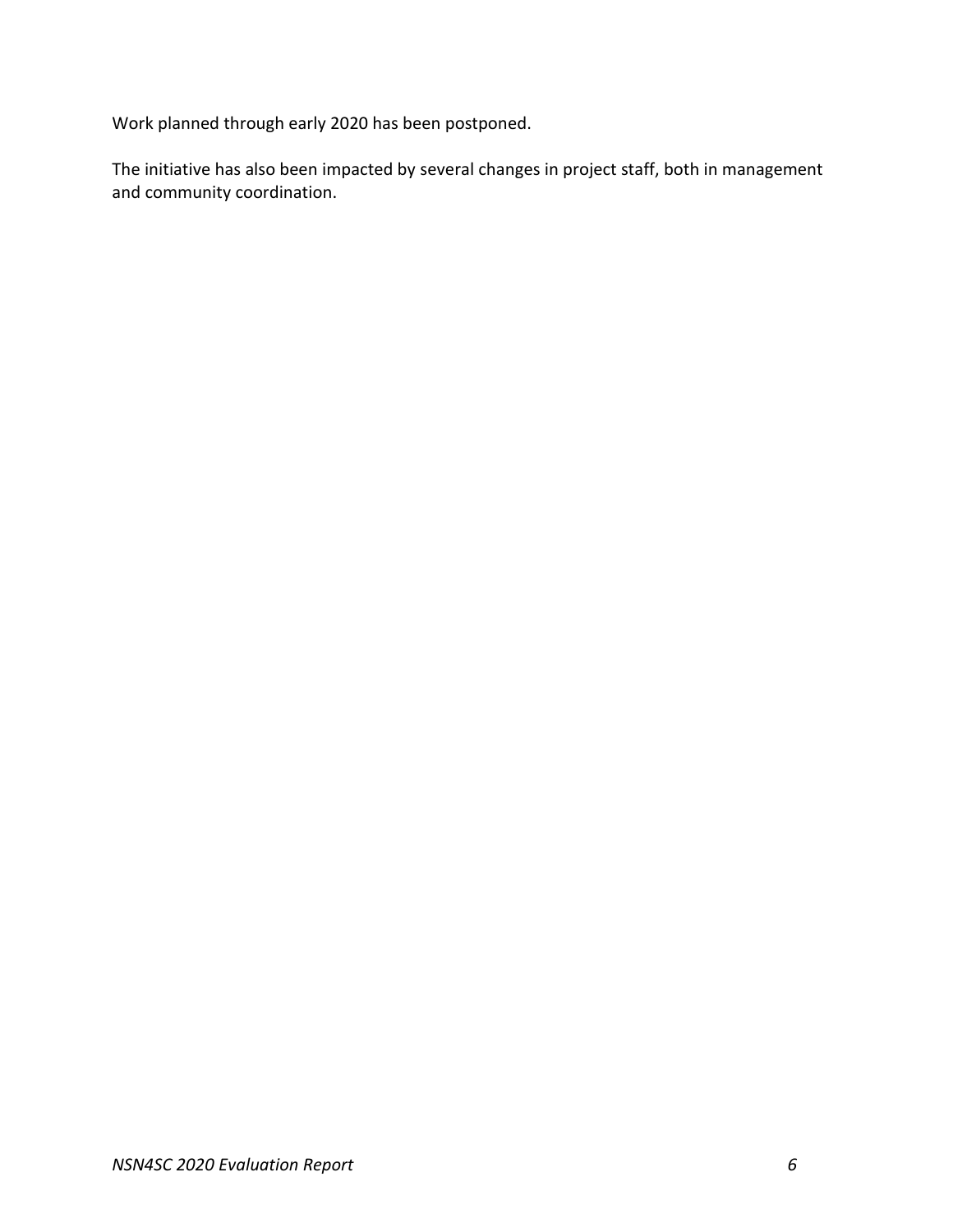Work planned through early 2020 has been postponed.

The initiative has also been impacted by several changes in project staff, both in management and community coordination.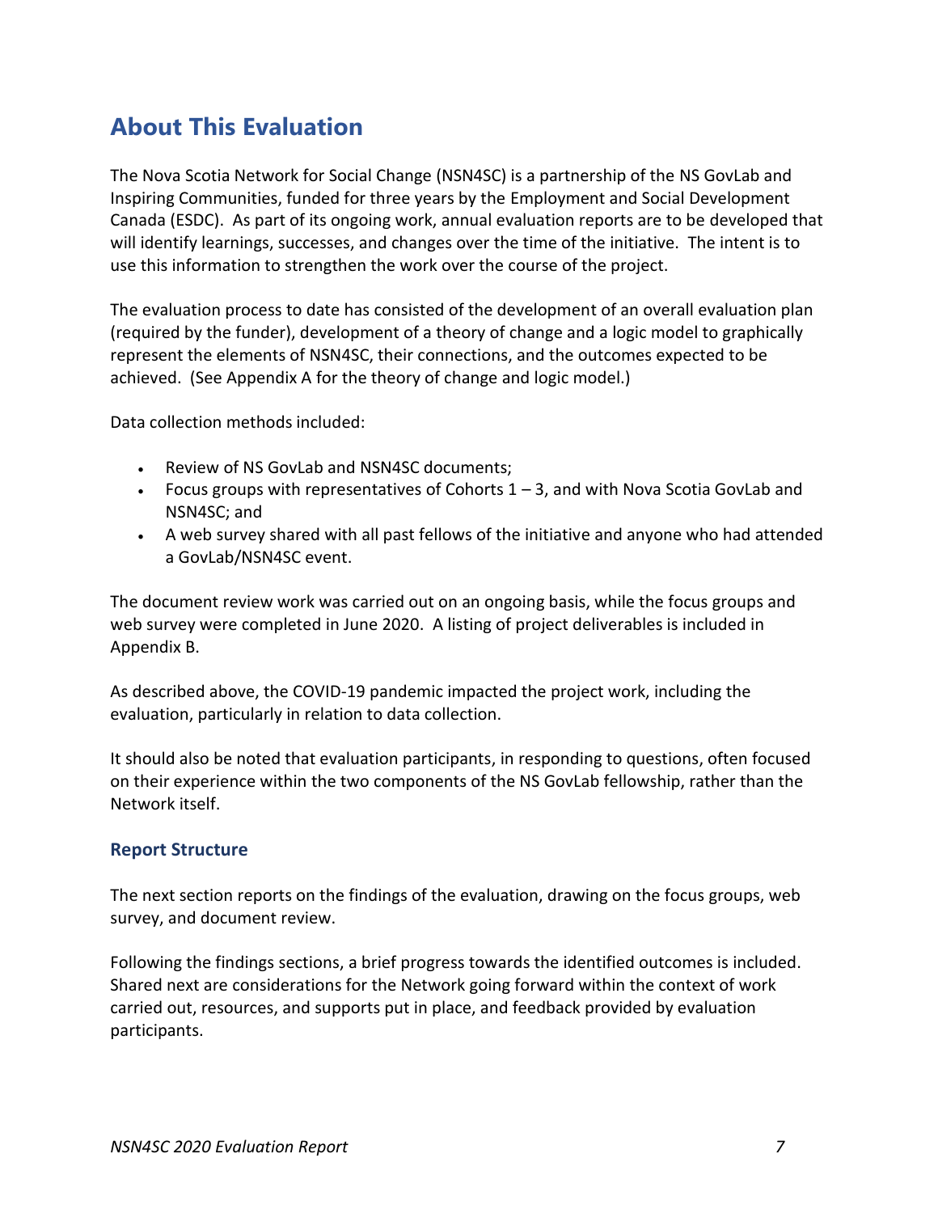## About This Evaluation

The Nova Scotia Network for Social Change (NSN4SC) is a partnership of the NS GovLab and Inspiring Communities, funded for three years by the Employment and Social Development Canada (ESDC). As part of its ongoing work, annual evaluation reports are to be developed that will identify learnings, successes, and changes over the time of the initiative. The intent is to use this information to strengthen the work over the course of the project.

The evaluation process to date has consisted of the development of an overall evaluation plan (required by the funder), development of a theory of change and a logic model to graphically represent the elements of NSN4SC, their connections, and the outcomes expected to be achieved. (See Appendix A for the theory of change and logic model.)

Data collection methods included:

- Review of NS GovLab and NSN4SC documents;
- Focus groups with representatives of Cohorts 1 – 3, and with Nova Scotia GovLab and NSN4SC; and
- A web survey shared with all past fellows of the initiative and anyone who had attended a GovLab/NSN4SC event.

The document review work was carried out on an ongoing basis, while the focus groups and web survey were completed in June 2020. A listing of project deliverables is included in Appendix B.

As described above, the COVID-19 pandemic impacted the project work, including the evaluation, particularly in relation to data collection.

It should also be noted that evaluation participants, in responding to questions, often focused on their experience within the two components of the NS GovLab fellowship, rather than the Network itself.

### Report Structure

The next section reports on the findings of the evaluation, drawing on the focus groups, web survey, and document review.

Following the findings sections, a brief progress towards the identified outcomes is included. Shared next are considerations for the Network going forward within the context of work carried out, resources, and supports put in place, and feedback provided by evaluation participants.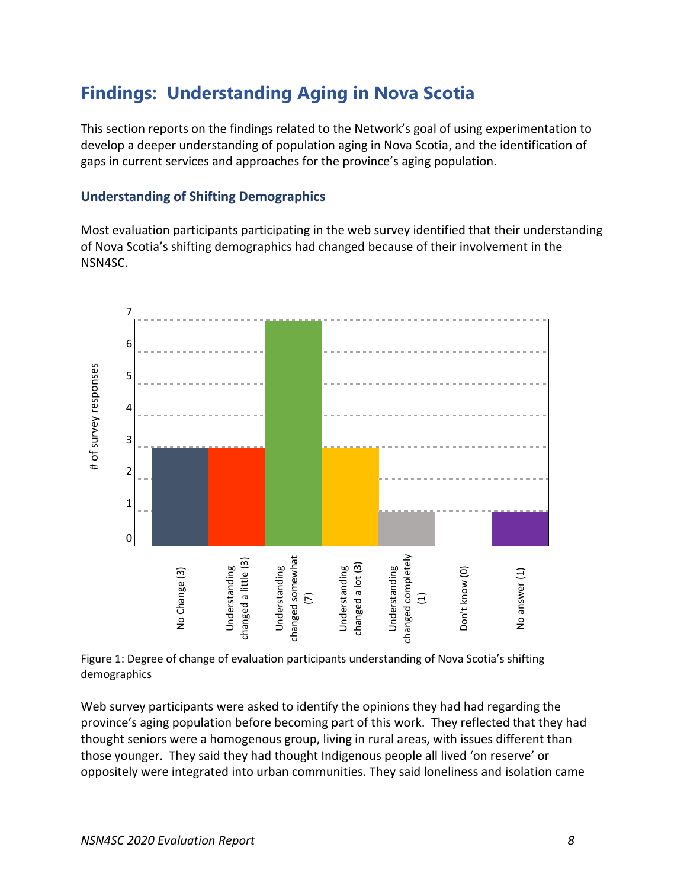# Findings: Understanding Aging in Nova Scotia

This section reports on the findings related to the Network's goal of using experimentation to develop a deeper understanding of population aging in Nova Scotia, and the identification of gaps in current services and approaches for the province's aging population.

## Understanding of Shifting Demographics

Most evaluation participants participating in the web survey identified that their understanding of Nova Scotia's shifting demographics had changed because of their involvement in the NSN4SC.

| Response | # of survey responses |
| --- | --- |
| No Change (3) | 3 |
| Understanding changed a little (3) | 3 |
| Understanding changed somewhat (7) | 7 |
| Understanding changed a lot (3) | 3 |
| Understanding changed completely (1) | 1 |
| Don't know (0) | 0 |
| No answer (1) | 1 |

Figure 1: Degree of change of evaluation participants understanding of Nova Scotia's shifting demographics

Web survey participants were asked to identify the opinions they had had regarding the province's aging population before becoming part of this work. They reflected that they had thought seniors were a homogenous group, living in rural areas, with issues different than those younger. They said they had thought Indigenous people all lived 'on reserve' or oppositely were integrated into urban communities. They said loneliness and isolation came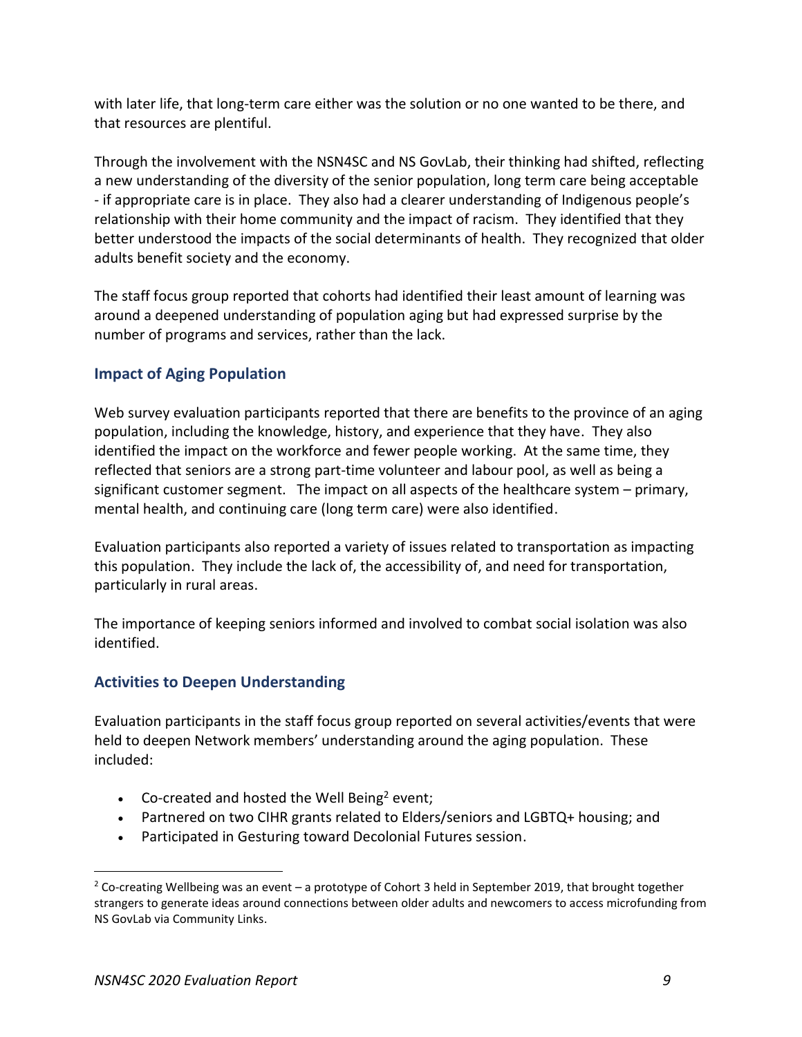with later life, that long-term care either was the solution or no one wanted to be there, and that resources are plentiful.

Through the involvement with the NSN4SC and NS GovLab, their thinking had shifted, reflecting a new understanding of the diversity of the senior population, long term care being acceptable - if appropriate care is in place. They also had a clearer understanding of Indigenous people's relationship with their home community and the impact of racism. They identified that they better understood the impacts of the social determinants of health. They recognized that older adults benefit society and the economy.

The staff focus group reported that cohorts had identified their least amount of learning was around a deepened understanding of population aging but had expressed surprise by the number of programs and services, rather than the lack.

## Impact of Aging Population

Web survey evaluation participants reported that there are benefits to the province of an aging population, including the knowledge, history, and experience that they have. They also identified the impact on the workforce and fewer people working. At the same time, they reflected that seniors are a strong part-time volunteer and labour pool, as well as being a significant customer segment. The impact on all aspects of the healthcare system – primary, mental health, and continuing care (long term care) were also identified.

Evaluation participants also reported a variety of issues related to transportation as impacting this population. They include the lack of, the accessibility of, and need for transportation, particularly in rural areas.

The importance of keeping seniors informed and involved to combat social isolation was also identified.

## Activities to Deepen Understanding

Evaluation participants in the staff focus group reported on several activities/events that were held to deepen Network members' understanding around the aging population. These included:

- Co-created and hosted the Well Being[2] event;
- Partnered on two CIHR grants related to Elders/seniors and LGBTQ+ housing; and
- Participated in Gesturing toward Decolonial Futures session.

[2] Co-creating Wellbeing was an event – a prototype of Cohort 3 held in September 2019, that brought together strangers to generate ideas around connections between older adults and newcomers to access microfunding from NS GovLab via Community Links.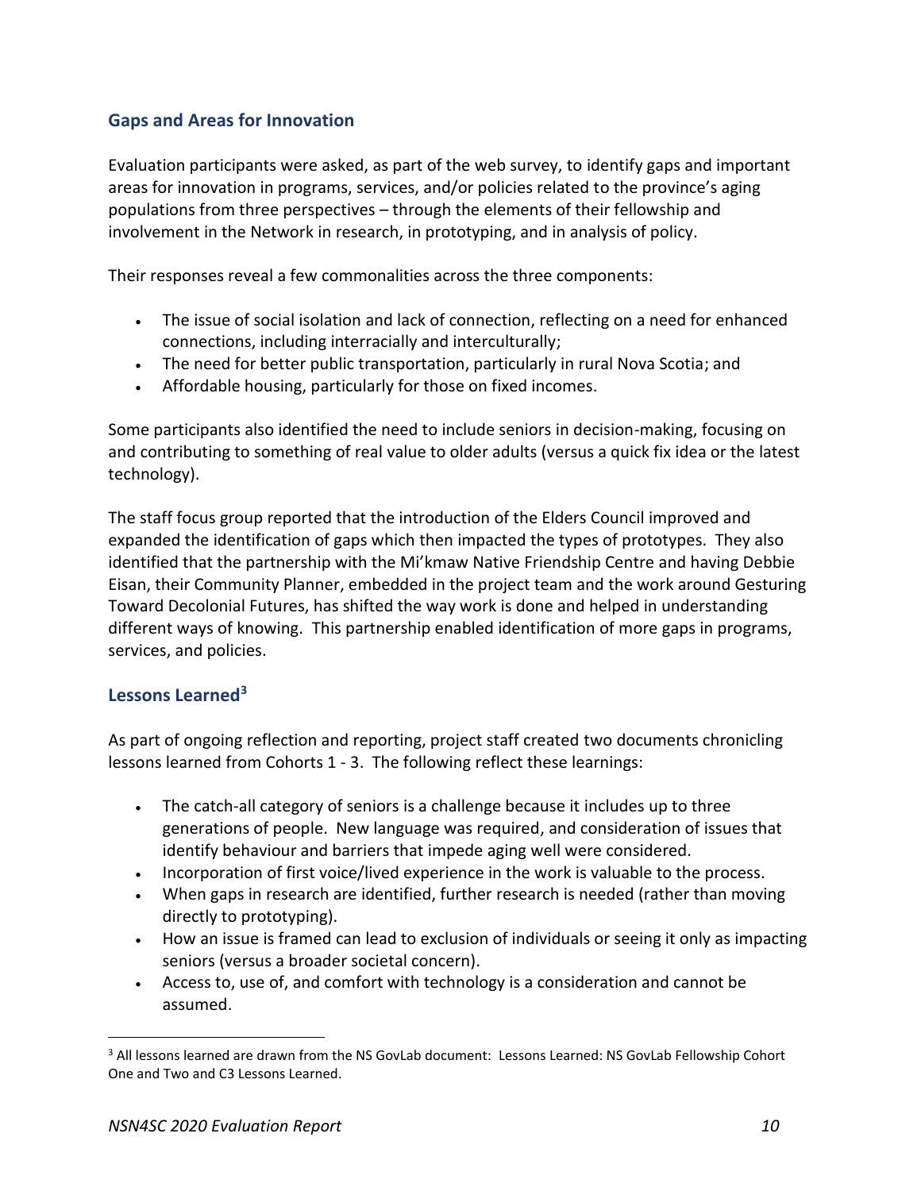## Gaps and Areas for Innovation

Evaluation participants were asked, as part of the web survey, to identify gaps and important areas for innovation in programs, services, and/or policies related to the province's aging populations from three perspectives – through the elements of their fellowship and involvement in the Network in research, in prototyping, and in analysis of policy.

Their responses reveal a few commonalities across the three components:

- The issue of social isolation and lack of connection, reflecting on a need for enhanced connections, including interracially and interculturally;
- The need for better public transportation, particularly in rural Nova Scotia; and
- Affordable housing, particularly for those on fixed incomes.

Some participants also identified the need to include seniors in decision-making, focusing on and contributing to something of real value to older adults (versus a quick fix idea or the latest technology).

The staff focus group reported that the introduction of the Elders Council improved and expanded the identification of gaps which then impacted the types of prototypes. They also identified that the partnership with the Mi'kmaw Native Friendship Centre and having Debbie Eisan, their Community Planner, embedded in the project team and the work around Gesturing Toward Decolonial Futures, has shifted the way work is done and helped in understanding different ways of knowing. This partnership enabled identification of more gaps in programs, services, and policies.

## Lessons Learned[3]

As part of ongoing reflection and reporting, project staff created two documents chronicling lessons learned from Cohorts 1 - 3. The following reflect these learnings:

- The catch-all category of seniors is a challenge because it includes up to three generations of people. New language was required, and consideration of issues that identify behaviour and barriers that impede aging well were considered.
- Incorporation of first voice/lived experience in the work is valuable to the process.
- When gaps in research are identified, further research is needed (rather than moving directly to prototyping).
- How an issue is framed can lead to exclusion of individuals or seeing it only as impacting seniors (versus a broader societal concern).
- Access to, use of, and comfort with technology is a consideration and cannot be assumed.

[3] All lessons learned are drawn from the NS GovLab document: Lessons Learned: NS GovLab Fellowship Cohort One and Two and C3 Lessons Learned.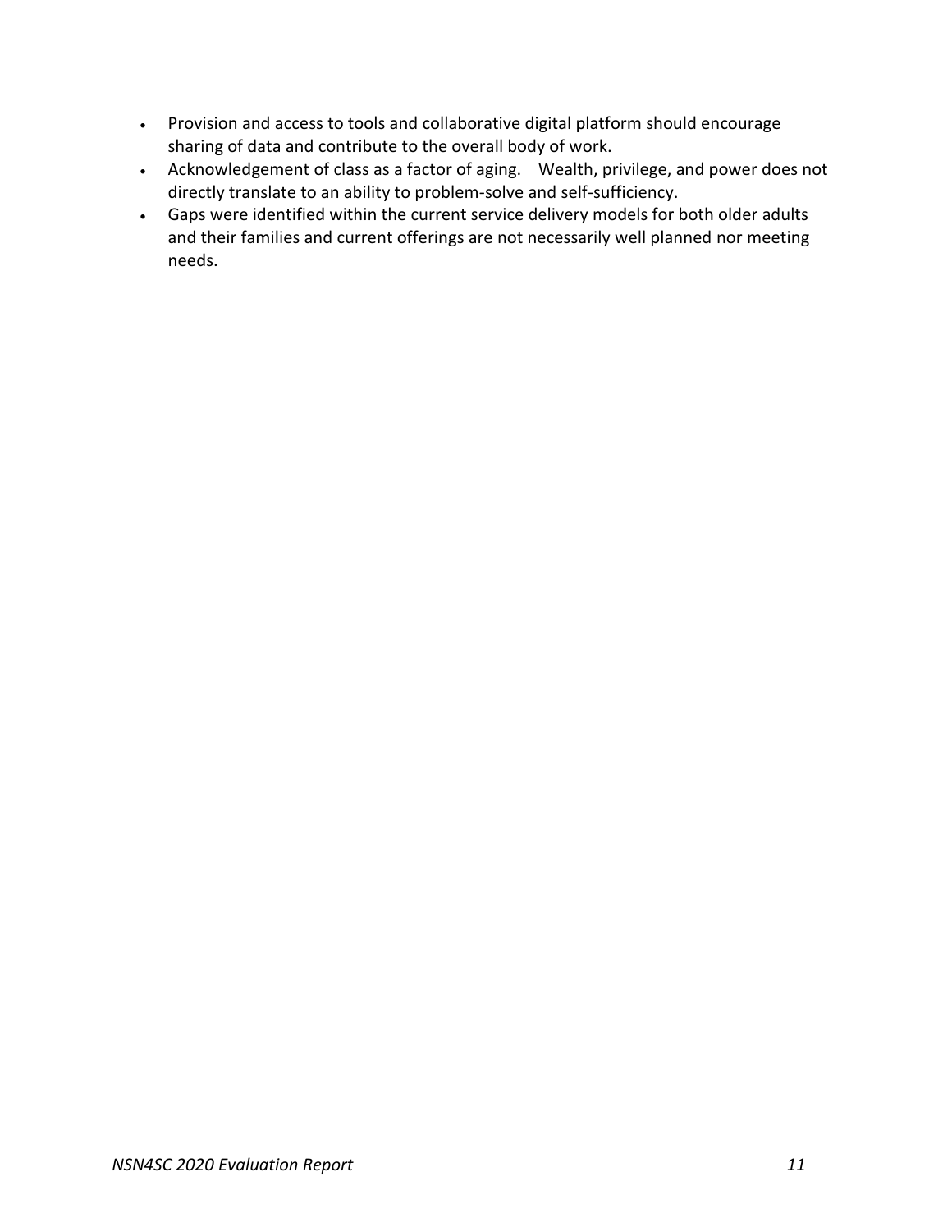- Provision and access to tools and collaborative digital platform should encourage sharing of data and contribute to the overall body of work.
- Acknowledgement of class as a factor of aging. Wealth, privilege, and power does not directly translate to an ability to problem-solve and self-sufficiency.
- Gaps were identified within the current service delivery models for both older adults and their families and current offerings are not necessarily well planned nor meeting needs.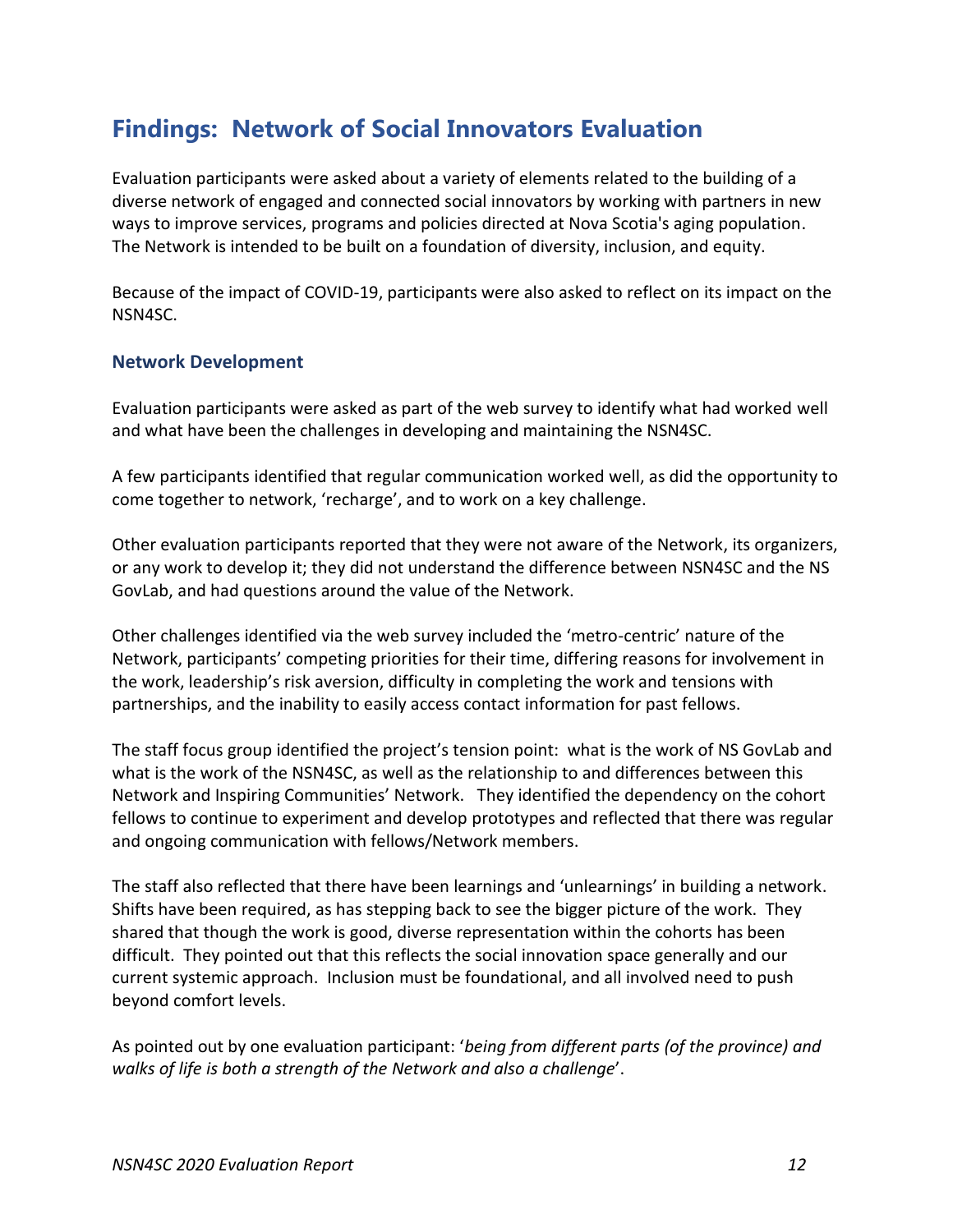## Findings: Network of Social Innovators Evaluation

Evaluation participants were asked about a variety of elements related to the building of a diverse network of engaged and connected social innovators by working with partners in new ways to improve services, programs and policies directed at Nova Scotia's aging population. The Network is intended to be built on a foundation of diversity, inclusion, and equity.

Because of the impact of COVID-19, participants were also asked to reflect on its impact on the NSN4SC.

### Network Development

Evaluation participants were asked as part of the web survey to identify what had worked well and what have been the challenges in developing and maintaining the NSN4SC.

A few participants identified that regular communication worked well, as did the opportunity to come together to network, 'recharge', and to work on a key challenge.

Other evaluation participants reported that they were not aware of the Network, its organizers, or any work to develop it; they did not understand the difference between NSN4SC and the NS GovLab, and had questions around the value of the Network.

Other challenges identified via the web survey included the 'metro-centric' nature of the Network, participants' competing priorities for their time, differing reasons for involvement in the work, leadership's risk aversion, difficulty in completing the work and tensions with partnerships, and the inability to easily access contact information for past fellows.

The staff focus group identified the project's tension point: what is the work of NS GovLab and what is the work of the NSN4SC, as well as the relationship to and differences between this Network and Inspiring Communities' Network. They identified the dependency on the cohort fellows to continue to experiment and develop prototypes and reflected that there was regular and ongoing communication with fellows/Network members.

The staff also reflected that there have been learnings and 'unlearnings' in building a network. Shifts have been required, as has stepping back to see the bigger picture of the work. They shared that though the work is good, diverse representation within the cohorts has been difficult. They pointed out that this reflects the social innovation space generally and our current systemic approach. Inclusion must be foundational, and all involved need to push beyond comfort levels.

As pointed out by one evaluation participant: '*being from different parts (of the province) and walks of life is both a strength of the Network and also a challenge*'.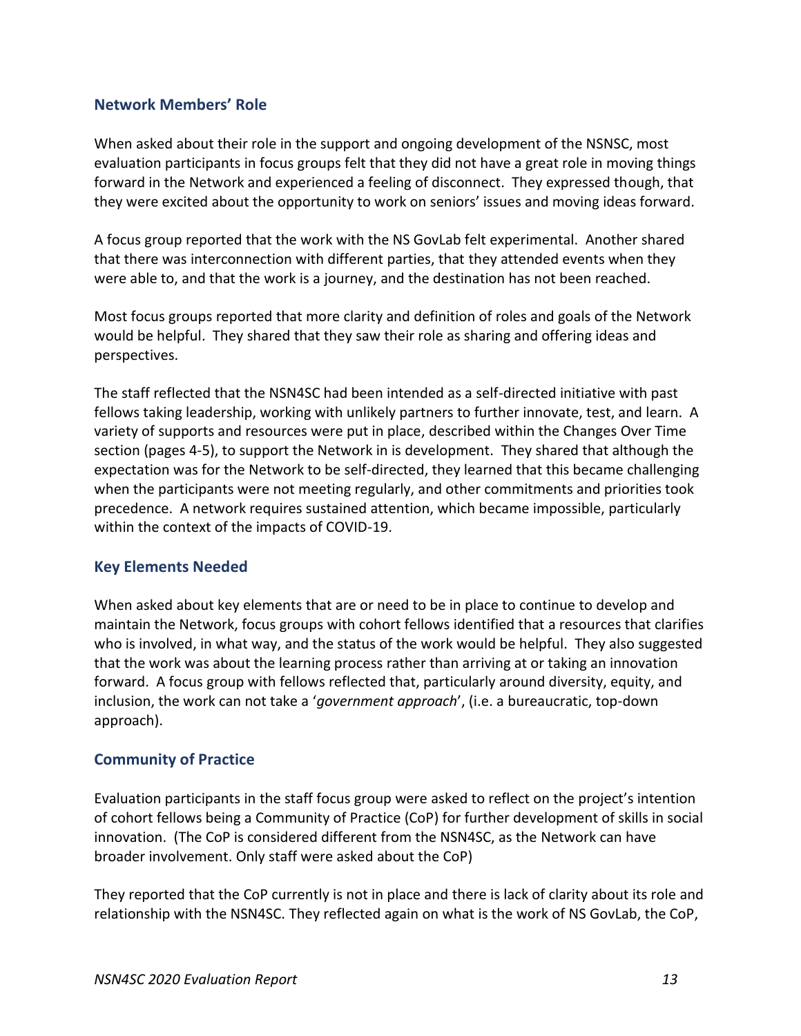## Network Members' Role

When asked about their role in the support and ongoing development of the NSNSC, most evaluation participants in focus groups felt that they did not have a great role in moving things forward in the Network and experienced a feeling of disconnect. They expressed though, that they were excited about the opportunity to work on seniors' issues and moving ideas forward.

A focus group reported that the work with the NS GovLab felt experimental. Another shared that there was interconnection with different parties, that they attended events when they were able to, and that the work is a journey, and the destination has not been reached.

Most focus groups reported that more clarity and definition of roles and goals of the Network would be helpful. They shared that they saw their role as sharing and offering ideas and perspectives.

The staff reflected that the NSN4SC had been intended as a self-directed initiative with past fellows taking leadership, working with unlikely partners to further innovate, test, and learn. A variety of supports and resources were put in place, described within the Changes Over Time section (pages 4-5), to support the Network in is development. They shared that although the expectation was for the Network to be self-directed, they learned that this became challenging when the participants were not meeting regularly, and other commitments and priorities took precedence. A network requires sustained attention, which became impossible, particularly within the context of the impacts of COVID-19.

## Key Elements Needed

When asked about key elements that are or need to be in place to continue to develop and maintain the Network, focus groups with cohort fellows identified that a resources that clarifies who is involved, in what way, and the status of the work would be helpful. They also suggested that the work was about the learning process rather than arriving at or taking an innovation forward. A focus group with fellows reflected that, particularly around diversity, equity, and inclusion, the work can not take a '*government approach*', (i.e. a bureaucratic, top-down approach).

## Community of Practice

Evaluation participants in the staff focus group were asked to reflect on the project's intention of cohort fellows being a Community of Practice (CoP) for further development of skills in social innovation. (The CoP is considered different from the NSN4SC, as the Network can have broader involvement. Only staff were asked about the CoP)

They reported that the CoP currently is not in place and there is lack of clarity about its role and relationship with the NSN4SC. They reflected again on what is the work of NS GovLab, the CoP,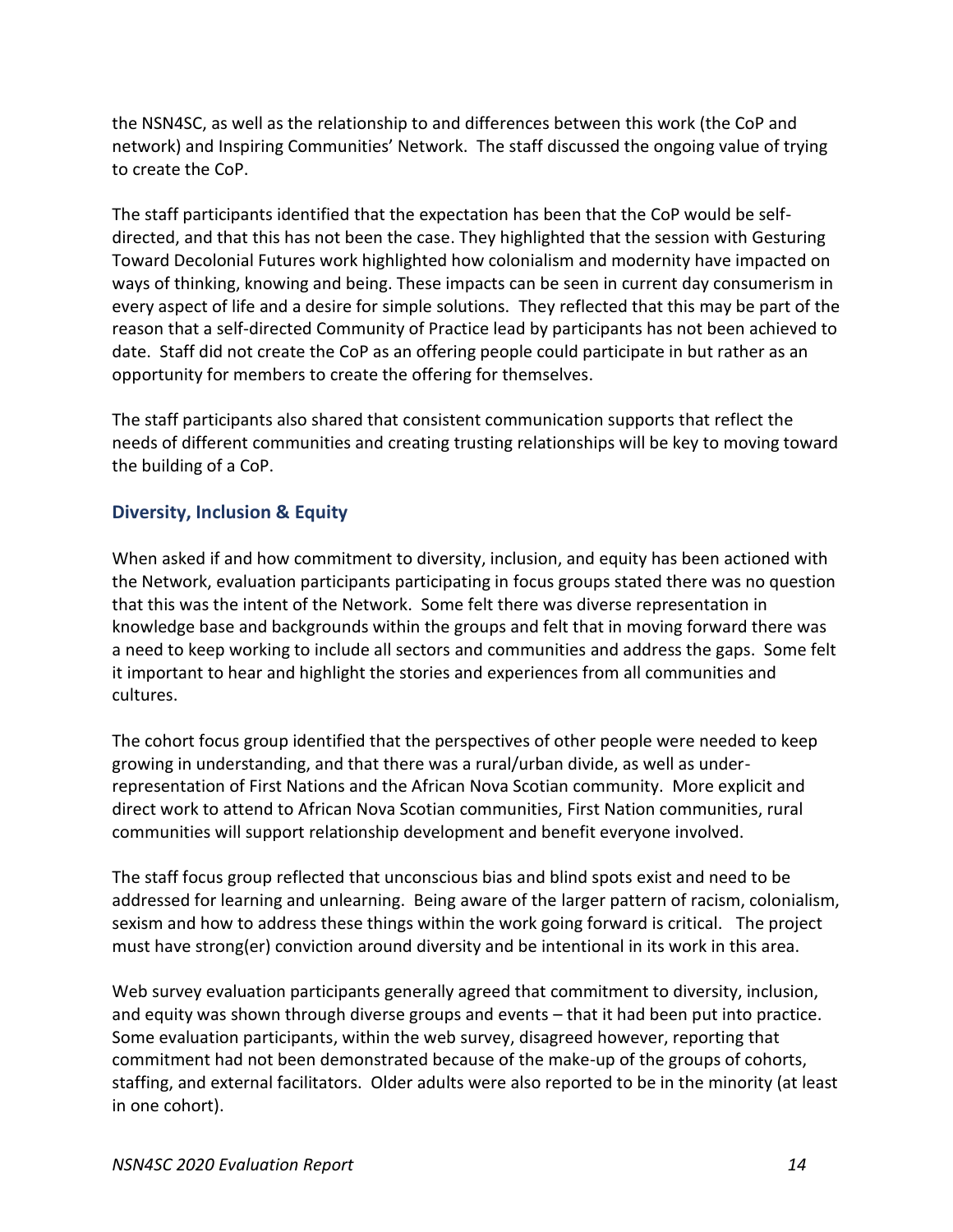the NSN4SC, as well as the relationship to and differences between this work (the CoP and network) and Inspiring Communities' Network. The staff discussed the ongoing value of trying to create the CoP.

The staff participants identified that the expectation has been that the CoP would be self-directed, and that this has not been the case. They highlighted that the session with Gesturing Toward Decolonial Futures work highlighted how colonialism and modernity have impacted on ways of thinking, knowing and being. These impacts can be seen in current day consumerism in every aspect of life and a desire for simple solutions. They reflected that this may be part of the reason that a self-directed Community of Practice lead by participants has not been achieved to date. Staff did not create the CoP as an offering people could participate in but rather as an opportunity for members to create the offering for themselves.

The staff participants also shared that consistent communication supports that reflect the needs of different communities and creating trusting relationships will be key to moving toward the building of a CoP.

## Diversity, Inclusion & Equity

When asked if and how commitment to diversity, inclusion, and equity has been actioned with the Network, evaluation participants participating in focus groups stated there was no question that this was the intent of the Network. Some felt there was diverse representation in knowledge base and backgrounds within the groups and felt that in moving forward there was a need to keep working to include all sectors and communities and address the gaps. Some felt it important to hear and highlight the stories and experiences from all communities and cultures.

The cohort focus group identified that the perspectives of other people were needed to keep growing in understanding, and that there was a rural/urban divide, as well as under-representation of First Nations and the African Nova Scotian community. More explicit and direct work to attend to African Nova Scotian communities, First Nation communities, rural communities will support relationship development and benefit everyone involved.

The staff focus group reflected that unconscious bias and blind spots exist and need to be addressed for learning and unlearning. Being aware of the larger pattern of racism, colonialism, sexism and how to address these things within the work going forward is critical. The project must have strong(er) conviction around diversity and be intentional in its work in this area.

Web survey evaluation participants generally agreed that commitment to diversity, inclusion, and equity was shown through diverse groups and events – that it had been put into practice. Some evaluation participants, within the web survey, disagreed however, reporting that commitment had not been demonstrated because of the make-up of the groups of cohorts, staffing, and external facilitators. Older adults were also reported to be in the minority (at least in one cohort).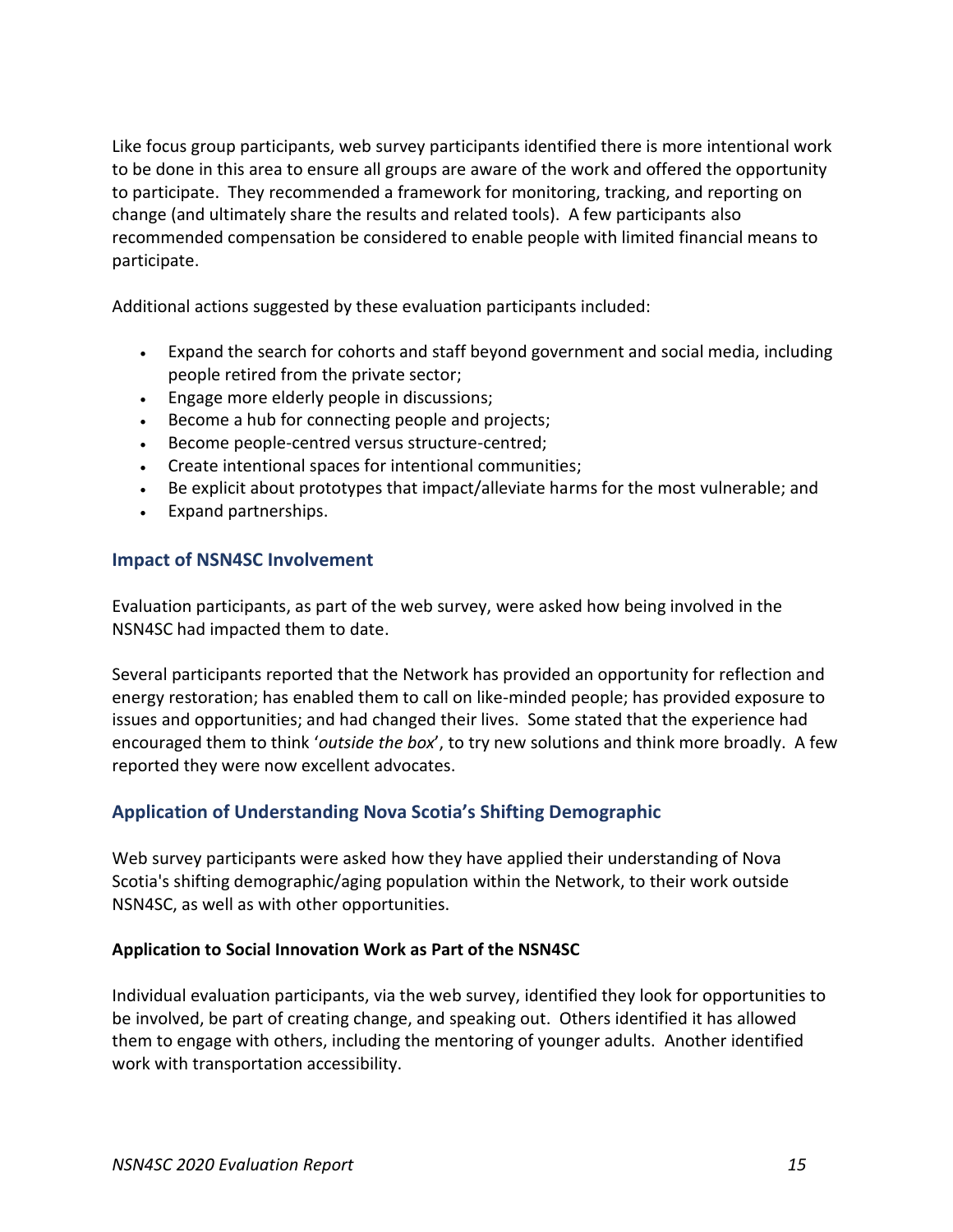Like focus group participants, web survey participants identified there is more intentional work to be done in this area to ensure all groups are aware of the work and offered the opportunity to participate. They recommended a framework for monitoring, tracking, and reporting on change (and ultimately share the results and related tools). A few participants also recommended compensation be considered to enable people with limited financial means to participate.

Additional actions suggested by these evaluation participants included:

- Expand the search for cohorts and staff beyond government and social media, including people retired from the private sector;
- Engage more elderly people in discussions;
- Become a hub for connecting people and projects;
- Become people-centred versus structure-centred;
- Create intentional spaces for intentional communities;
- Be explicit about prototypes that impact/alleviate harms for the most vulnerable; and
- Expand partnerships.

## Impact of NSN4SC Involvement

Evaluation participants, as part of the web survey, were asked how being involved in the NSN4SC had impacted them to date.

Several participants reported that the Network has provided an opportunity for reflection and energy restoration; has enabled them to call on like-minded people; has provided exposure to issues and opportunities; and had changed their lives. Some stated that the experience had encouraged them to think '*outside the box*', to try new solutions and think more broadly. A few reported they were now excellent advocates.

## Application of Understanding Nova Scotia's Shifting Demographic

Web survey participants were asked how they have applied their understanding of Nova Scotia's shifting demographic/aging population within the Network, to their work outside NSN4SC, as well as with other opportunities.

### Application to Social Innovation Work as Part of the NSN4SC

Individual evaluation participants, via the web survey, identified they look for opportunities to be involved, be part of creating change, and speaking out. Others identified it has allowed them to engage with others, including the mentoring of younger adults. Another identified work with transportation accessibility.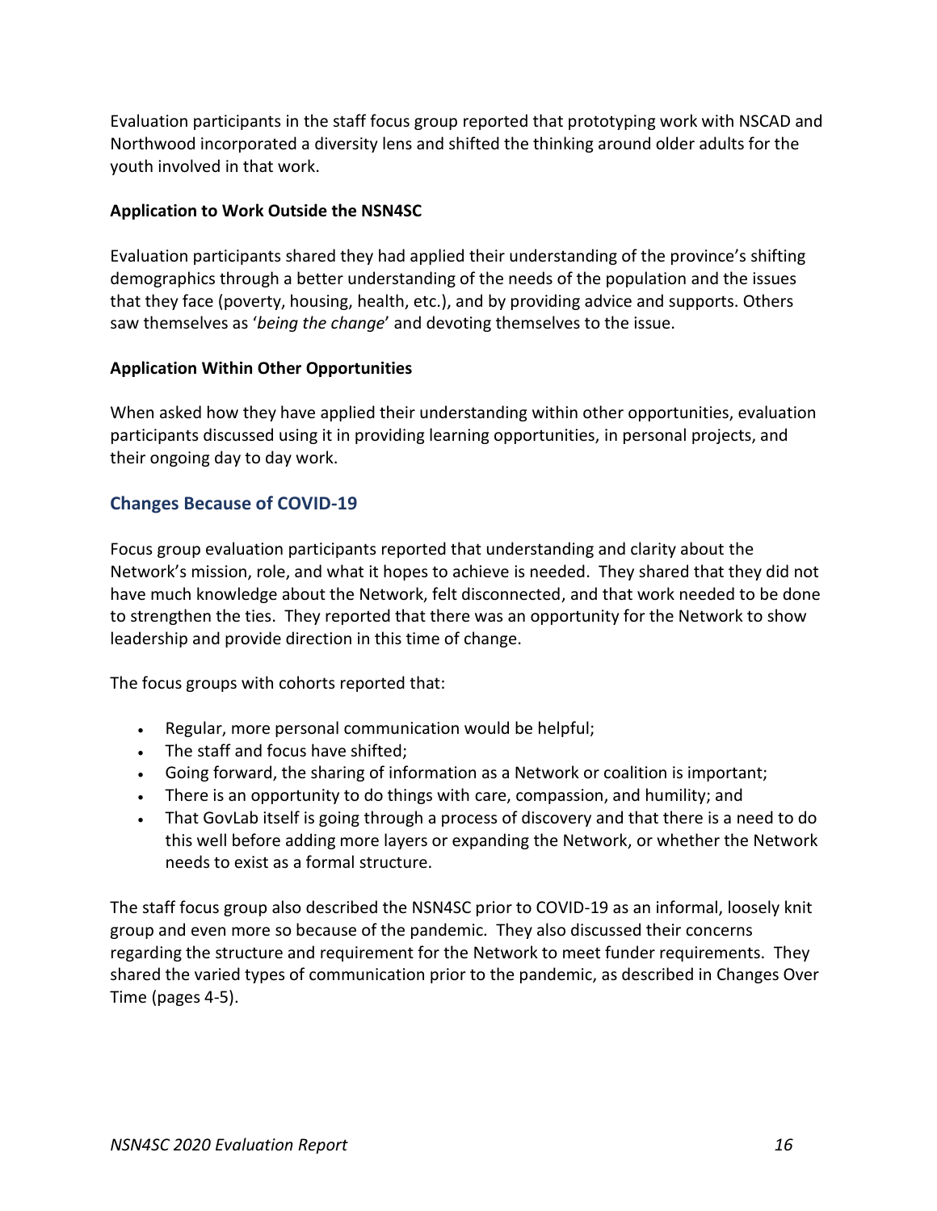Evaluation participants in the staff focus group reported that prototyping work with NSCAD and Northwood incorporated a diversity lens and shifted the thinking around older adults for the youth involved in that work.

**Application to Work Outside the NSN4SC**

Evaluation participants shared they had applied their understanding of the province's shifting demographics through a better understanding of the needs of the population and the issues that they face (poverty, housing, health, etc.), and by providing advice and supports. Others saw themselves as '*being the change*' and devoting themselves to the issue.

**Application Within Other Opportunities**

When asked how they have applied their understanding within other opportunities, evaluation participants discussed using it in providing learning opportunities, in personal projects, and their ongoing day to day work.

### Changes Because of COVID-19

Focus group evaluation participants reported that understanding and clarity about the Network's mission, role, and what it hopes to achieve is needed. They shared that they did not have much knowledge about the Network, felt disconnected, and that work needed to be done to strengthen the ties. They reported that there was an opportunity for the Network to show leadership and provide direction in this time of change.

The focus groups with cohorts reported that:

- Regular, more personal communication would be helpful;
- The staff and focus have shifted;
- Going forward, the sharing of information as a Network or coalition is important;
- There is an opportunity to do things with care, compassion, and humility; and
- That GovLab itself is going through a process of discovery and that there is a need to do this well before adding more layers or expanding the Network, or whether the Network needs to exist as a formal structure.

The staff focus group also described the NSN4SC prior to COVID-19 as an informal, loosely knit group and even more so because of the pandemic. They also discussed their concerns regarding the structure and requirement for the Network to meet funder requirements. They shared the varied types of communication prior to the pandemic, as described in Changes Over Time (pages 4-5).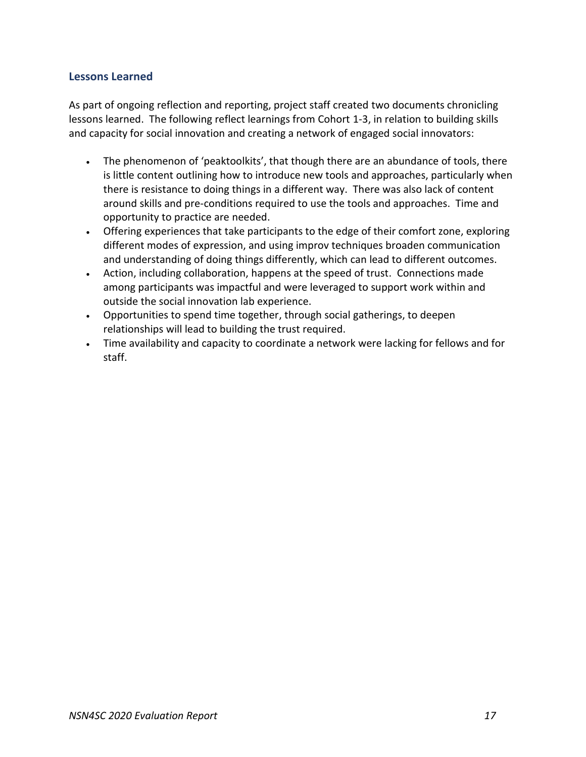## Lessons Learned

As part of ongoing reflection and reporting, project staff created two documents chronicling lessons learned. The following reflect learnings from Cohort 1-3, in relation to building skills and capacity for social innovation and creating a network of engaged social innovators:

- The phenomenon of 'peaktoolkits', that though there are an abundance of tools, there is little content outlining how to introduce new tools and approaches, particularly when there is resistance to doing things in a different way. There was also lack of content around skills and pre-conditions required to use the tools and approaches. Time and opportunity to practice are needed.
- Offering experiences that take participants to the edge of their comfort zone, exploring different modes of expression, and using improv techniques broaden communication and understanding of doing things differently, which can lead to different outcomes.
- Action, including collaboration, happens at the speed of trust. Connections made among participants was impactful and were leveraged to support work within and outside the social innovation lab experience.
- Opportunities to spend time together, through social gatherings, to deepen relationships will lead to building the trust required.
- Time availability and capacity to coordinate a network were lacking for fellows and for staff.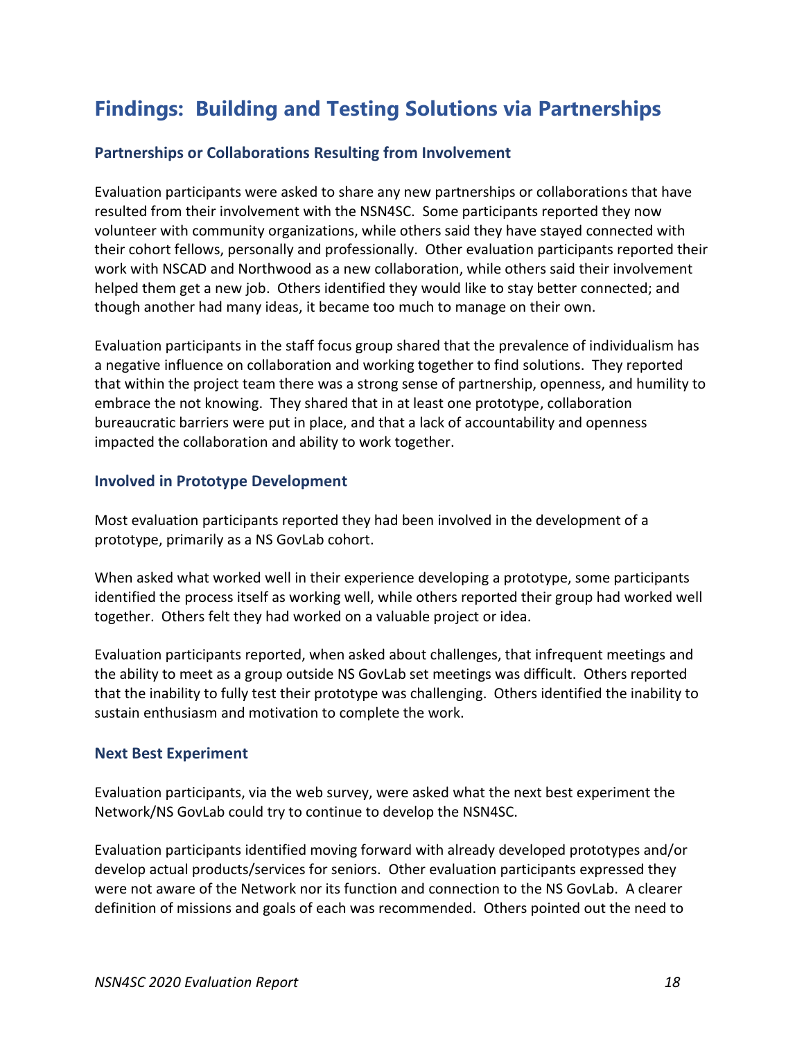# Findings: Building and Testing Solutions via Partnerships

### Partnerships or Collaborations Resulting from Involvement

Evaluation participants were asked to share any new partnerships or collaborations that have resulted from their involvement with the NSN4SC. Some participants reported they now volunteer with community organizations, while others said they have stayed connected with their cohort fellows, personally and professionally. Other evaluation participants reported their work with NSCAD and Northwood as a new collaboration, while others said their involvement helped them get a new job. Others identified they would like to stay better connected; and though another had many ideas, it became too much to manage on their own.

Evaluation participants in the staff focus group shared that the prevalence of individualism has a negative influence on collaboration and working together to find solutions. They reported that within the project team there was a strong sense of partnership, openness, and humility to embrace the not knowing. They shared that in at least one prototype, collaboration bureaucratic barriers were put in place, and that a lack of accountability and openness impacted the collaboration and ability to work together.

### Involved in Prototype Development

Most evaluation participants reported they had been involved in the development of a prototype, primarily as a NS GovLab cohort.

When asked what worked well in their experience developing a prototype, some participants identified the process itself as working well, while others reported their group had worked well together. Others felt they had worked on a valuable project or idea.

Evaluation participants reported, when asked about challenges, that infrequent meetings and the ability to meet as a group outside NS GovLab set meetings was difficult. Others reported that the inability to fully test their prototype was challenging. Others identified the inability to sustain enthusiasm and motivation to complete the work.

### Next Best Experiment

Evaluation participants, via the web survey, were asked what the next best experiment the Network/NS GovLab could try to continue to develop the NSN4SC.

Evaluation participants identified moving forward with already developed prototypes and/or develop actual products/services for seniors. Other evaluation participants expressed they were not aware of the Network nor its function and connection to the NS GovLab. A clearer definition of missions and goals of each was recommended. Others pointed out the need to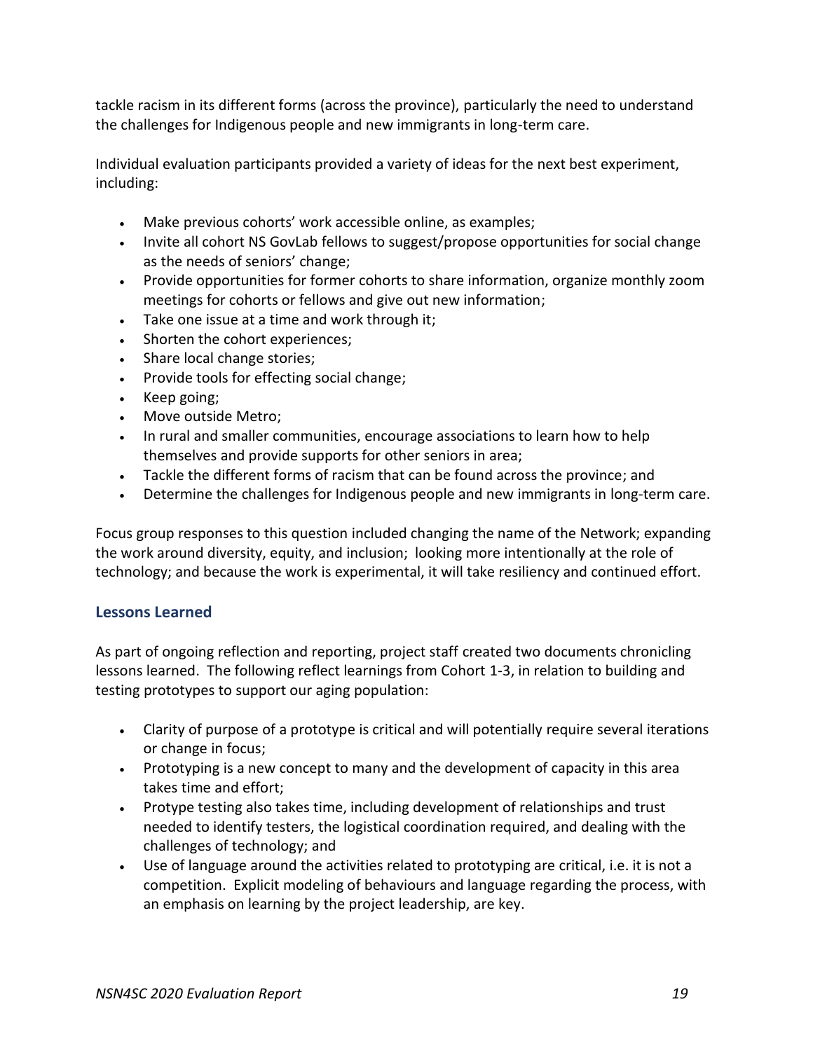tackle racism in its different forms (across the province), particularly the need to understand the challenges for Indigenous people and new immigrants in long-term care.

Individual evaluation participants provided a variety of ideas for the next best experiment, including:

- Make previous cohorts' work accessible online, as examples;
- Invite all cohort NS GovLab fellows to suggest/propose opportunities for social change as the needs of seniors' change;
- Provide opportunities for former cohorts to share information, organize monthly zoom meetings for cohorts or fellows and give out new information;
- Take one issue at a time and work through it;
- Shorten the cohort experiences;
- Share local change stories;
- Provide tools for effecting social change;
- Keep going;
- Move outside Metro;
- In rural and smaller communities, encourage associations to learn how to help themselves and provide supports for other seniors in area;
- Tackle the different forms of racism that can be found across the province; and
- Determine the challenges for Indigenous people and new immigrants in long-term care.

Focus group responses to this question included changing the name of the Network; expanding the work around diversity, equity, and inclusion; looking more intentionally at the role of technology; and because the work is experimental, it will take resiliency and continued effort.

### Lessons Learned

As part of ongoing reflection and reporting, project staff created two documents chronicling lessons learned. The following reflect learnings from Cohort 1-3, in relation to building and testing prototypes to support our aging population:

- Clarity of purpose of a prototype is critical and will potentially require several iterations or change in focus;
- Prototyping is a new concept to many and the development of capacity in this area takes time and effort;
- Protype testing also takes time, including development of relationships and trust needed to identify testers, the logistical coordination required, and dealing with the challenges of technology; and
- Use of language around the activities related to prototyping are critical, i.e. it is not a competition. Explicit modeling of behaviours and language regarding the process, with an emphasis on learning by the project leadership, are key.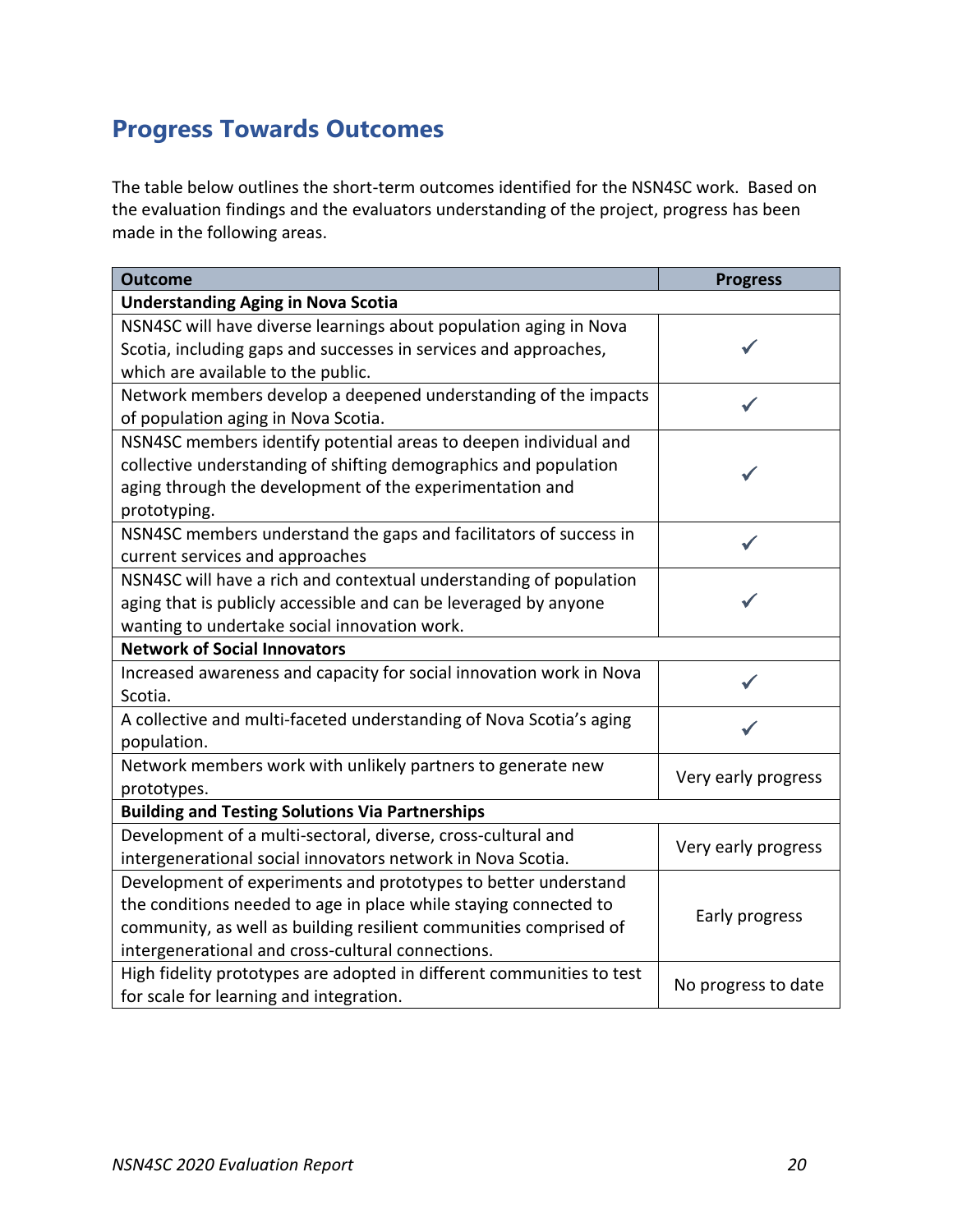## Progress Towards Outcomes

The table below outlines the short-term outcomes identified for the NSN4SC work. Based on the evaluation findings and the evaluators understanding of the project, progress has been made in the following areas.

| Outcome | Progress |
|---|---|
| **Understanding Aging in Nova Scotia** | |
| NSN4SC will have diverse learnings about population aging in Nova Scotia, including gaps and successes in services and approaches, which are available to the public. | ✓ |
| Network members develop a deepened understanding of the impacts of population aging in Nova Scotia. | ✓ |
| NSN4SC members identify potential areas to deepen individual and collective understanding of shifting demographics and population aging through the development of the experimentation and prototyping. | ✓ |
| NSN4SC members understand the gaps and facilitators of success in current services and approaches | ✓ |
| NSN4SC will have a rich and contextual understanding of population aging that is publicly accessible and can be leveraged by anyone wanting to undertake social innovation work. | ✓ |
| **Network of Social Innovators** | |
| Increased awareness and capacity for social innovation work in Nova Scotia. | ✓ |
| A collective and multi-faceted understanding of Nova Scotia's aging population. | ✓ |
| Network members work with unlikely partners to generate new prototypes. | Very early progress |
| **Building and Testing Solutions Via Partnerships** | |
| Development of a multi-sectoral, diverse, cross-cultural and intergenerational social innovators network in Nova Scotia. | Very early progress |
| Development of experiments and prototypes to better understand the conditions needed to age in place while staying connected to community, as well as building resilient communities comprised of intergenerational and cross-cultural connections. | Early progress |
| High fidelity prototypes are adopted in different communities to test for scale for learning and integration. | No progress to date |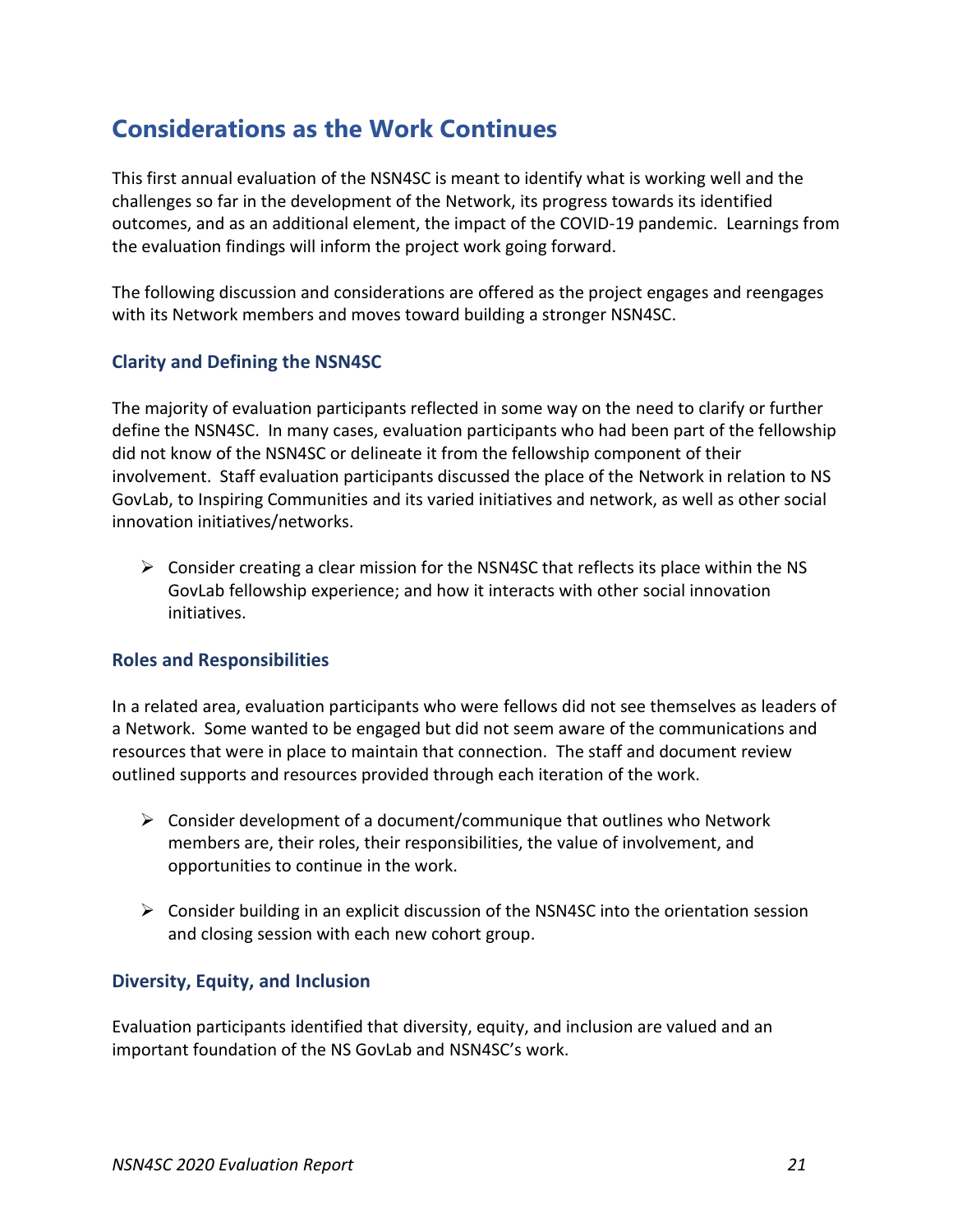# Considerations as the Work Continues

This first annual evaluation of the NSN4SC is meant to identify what is working well and the challenges so far in the development of the Network, its progress towards its identified outcomes, and as an additional element, the impact of the COVID-19 pandemic. Learnings from the evaluation findings will inform the project work going forward.

The following discussion and considerations are offered as the project engages and reengages with its Network members and moves toward building a stronger NSN4SC.

## Clarity and Defining the NSN4SC

The majority of evaluation participants reflected in some way on the need to clarify or further define the NSN4SC. In many cases, evaluation participants who had been part of the fellowship did not know of the NSN4SC or delineate it from the fellowship component of their involvement. Staff evaluation participants discussed the place of the Network in relation to NS GovLab, to Inspiring Communities and its varied initiatives and network, as well as other social innovation initiatives/networks.

- Consider creating a clear mission for the NSN4SC that reflects its place within the NS GovLab fellowship experience; and how it interacts with other social innovation initiatives.

## Roles and Responsibilities

In a related area, evaluation participants who were fellows did not see themselves as leaders of a Network. Some wanted to be engaged but did not seem aware of the communications and resources that were in place to maintain that connection. The staff and document review outlined supports and resources provided through each iteration of the work.

- Consider development of a document/communique that outlines who Network members are, their roles, their responsibilities, the value of involvement, and opportunities to continue in the work.

- Consider building in an explicit discussion of the NSN4SC into the orientation session and closing session with each new cohort group.

## Diversity, Equity, and Inclusion

Evaluation participants identified that diversity, equity, and inclusion are valued and an important foundation of the NS GovLab and NSN4SC's work.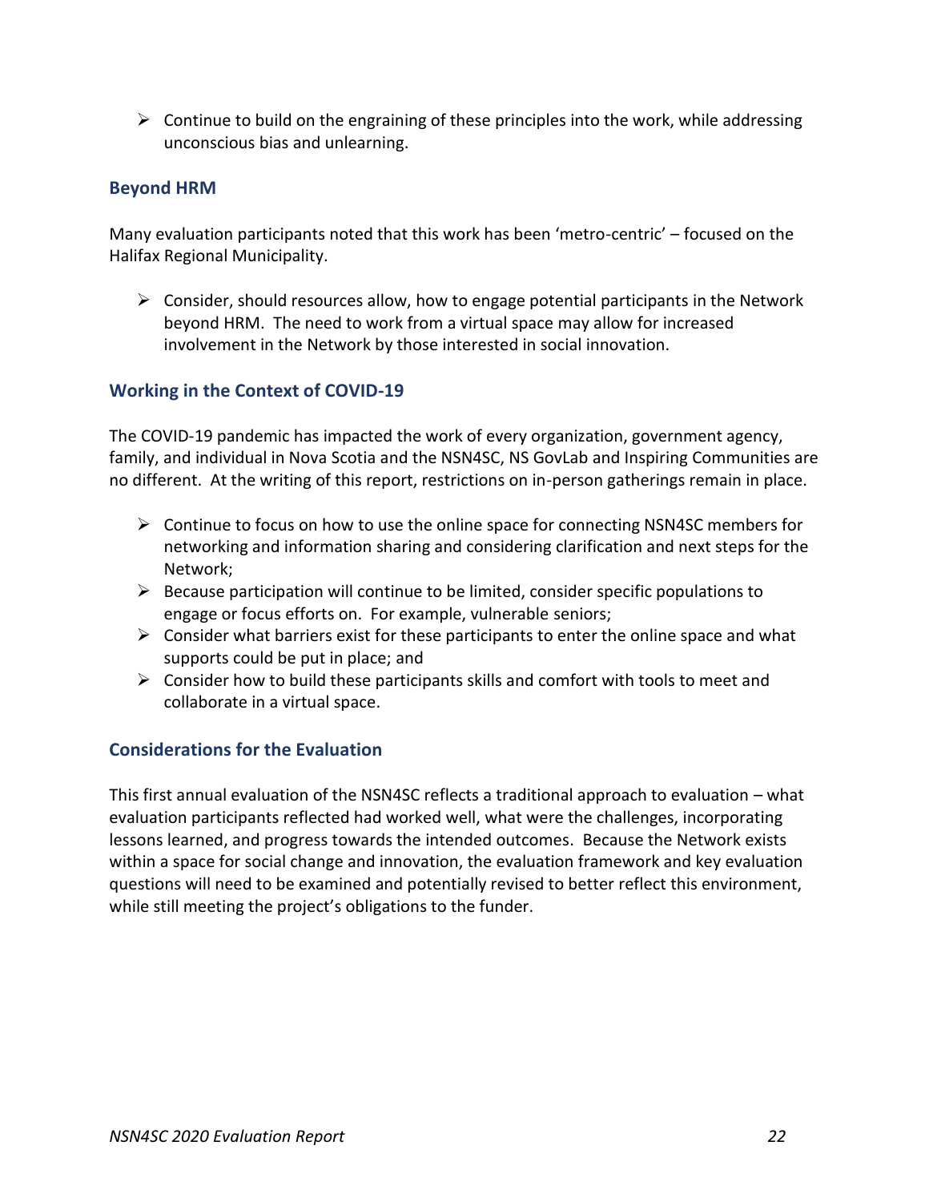- Continue to build on the engraining of these principles into the work, while addressing unconscious bias and unlearning.

### Beyond HRM

Many evaluation participants noted that this work has been 'metro-centric' – focused on the Halifax Regional Municipality.

- Consider, should resources allow, how to engage potential participants in the Network beyond HRM. The need to work from a virtual space may allow for increased involvement in the Network by those interested in social innovation.

### Working in the Context of COVID-19

The COVID-19 pandemic has impacted the work of every organization, government agency, family, and individual in Nova Scotia and the NSN4SC, NS GovLab and Inspiring Communities are no different. At the writing of this report, restrictions on in-person gatherings remain in place.

- Continue to focus on how to use the online space for connecting NSN4SC members for networking and information sharing and considering clarification and next steps for the Network;
- Because participation will continue to be limited, consider specific populations to engage or focus efforts on. For example, vulnerable seniors;
- Consider what barriers exist for these participants to enter the online space and what supports could be put in place; and
- Consider how to build these participants skills and comfort with tools to meet and collaborate in a virtual space.

### Considerations for the Evaluation

This first annual evaluation of the NSN4SC reflects a traditional approach to evaluation – what evaluation participants reflected had worked well, what were the challenges, incorporating lessons learned, and progress towards the intended outcomes. Because the Network exists within a space for social change and innovation, the evaluation framework and key evaluation questions will need to be examined and potentially revised to better reflect this environment, while still meeting the project's obligations to the funder.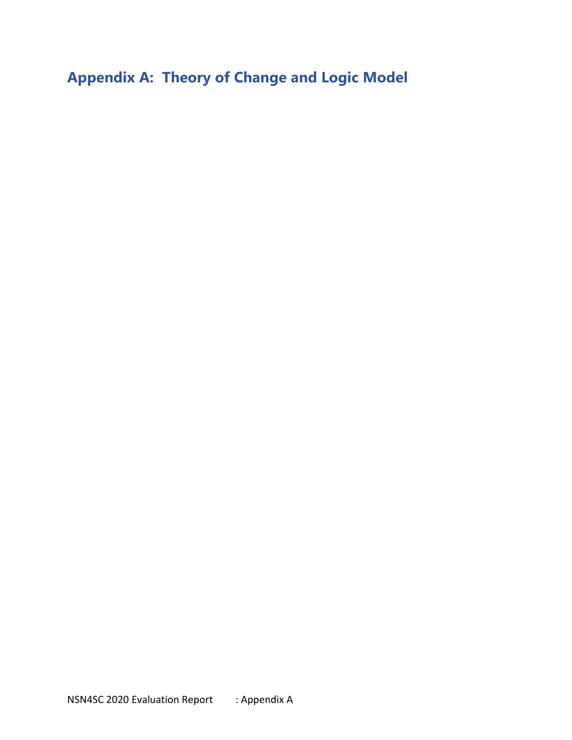## Appendix A: Theory of Change and Logic Model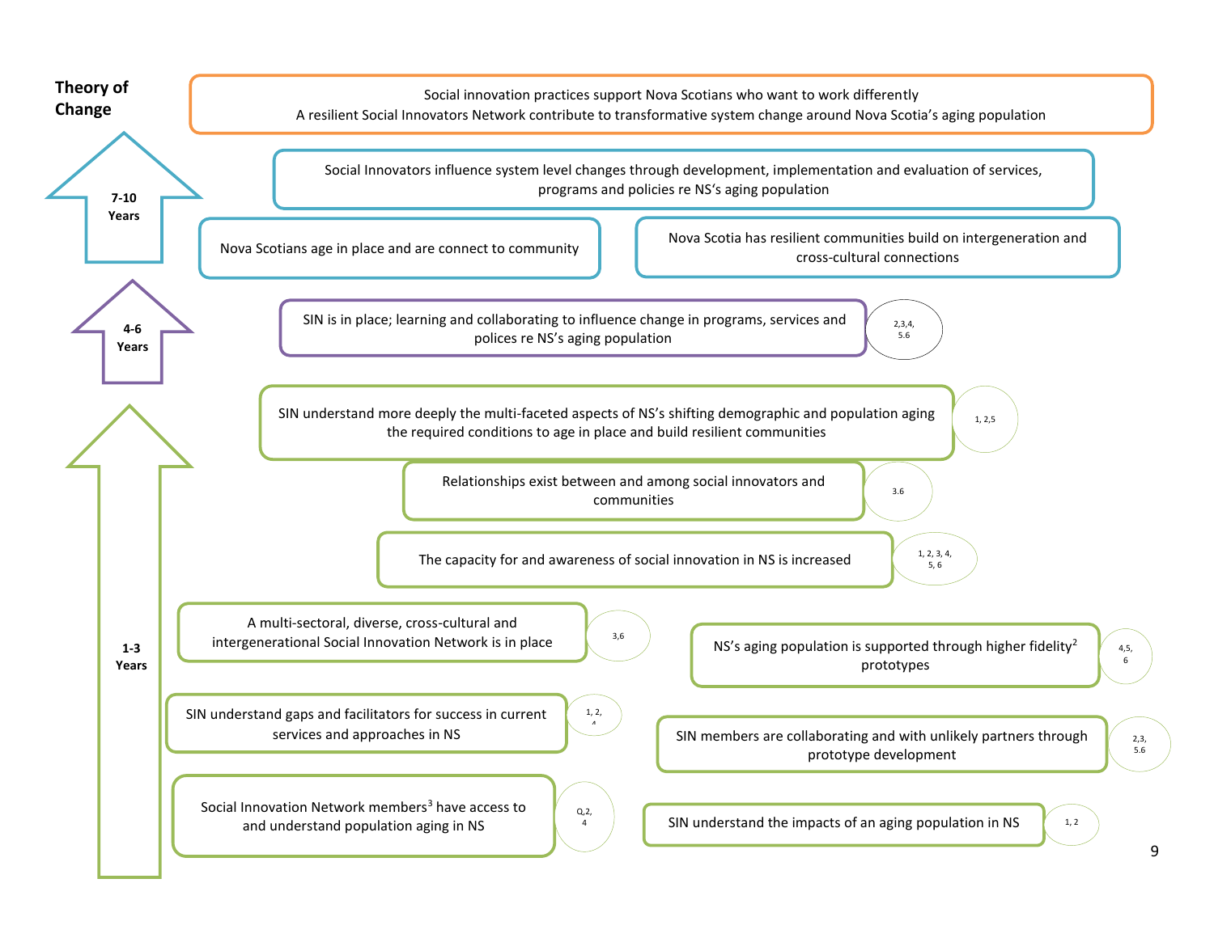## Theory of Change

**7-10 Years**

Social innovation practices support Nova Scotians who want to work differently
A resilient Social Innovators Network contribute to transformative system change around Nova Scotia's aging population

Social Innovators influence system level changes through development, implementation and evaluation of services, programs and policies re NS's aging population

Nova Scotians age in place and are connect to community

Nova Scotia has resilient communities build on intergeneration and cross-cultural connections

**4-6 Years**

SIN is in place; learning and collaborating to influence change in programs, services and polices re NS's aging population (2,3,4, 5.6)

**1-3 Years**

SIN understand more deeply the multi-faceted aspects of NS's shifting demographic and population aging the required conditions to age in place and build resilient communities (1, 2,5)

Relationships exist between and among social innovators and communities (3.6)

The capacity for and awareness of social innovation in NS is increased (1, 2, 3, 4, 5, 6)

A multi-sectoral, diverse, cross-cultural and intergenerational Social Innovation Network is in place (3,6)

NS's aging population is supported through higher fidelity[2] prototypes (4,5, 6)

SIN understand gaps and facilitators for success in current services and approaches in NS (1, 2, 4)

SIN members are collaborating and with unlikely partners through prototype development (2,3, 5.6)

Social Innovation Network members[3] have access to and understand population aging in NS (Q,2, 4)

SIN understand the impacts of an aging population in NS (1, 2)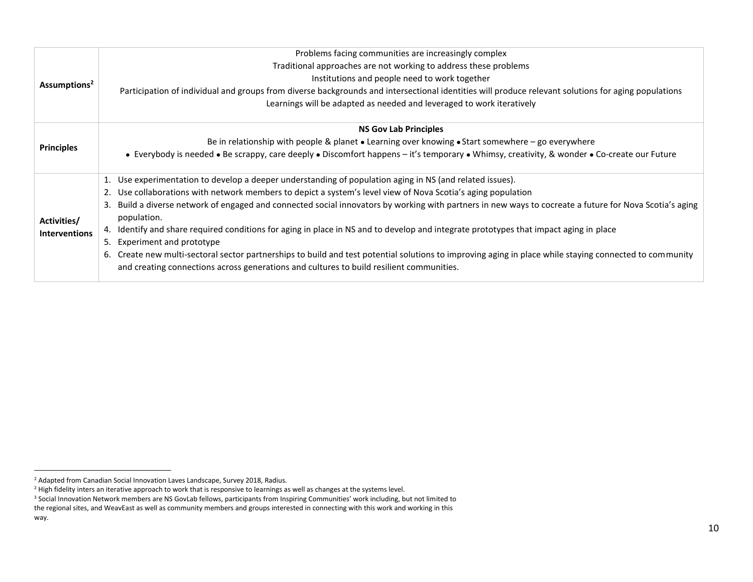| Assumptions[2] | Problems facing communities are increasingly complex<br>Traditional approaches are not working to address these problems<br>Institutions and people need to work together<br>Participation of individual and groups from diverse backgrounds and intersectional identities will produce relevant solutions for aging populations<br>Learnings will be adapted as needed and leveraged to work iteratively |
|---|---|
| **Principles** | **NS Gov Lab Principles**<br>Be in relationship with people & planet • Learning over knowing • Start somewhere – go everywhere<br>• Everybody is needed • Be scrappy, care deeply • Discomfort happens – it's temporary • Whimsy, creativity, & wonder • Co-create our Future |
| **Activities/ Interventions** | 1. Use experimentation to develop a deeper understanding of population aging in NS (and related issues).<br>2. Use collaborations with network members to depict a system's level view of Nova Scotia's aging population<br>3. Build a diverse network of engaged and connected social innovators by working with partners in new ways to cocreate a future for Nova Scotia's aging population.<br>4. Identify and share required conditions for aging in place in NS and to develop and integrate prototypes that impact aging in place<br>5. Experiment and prototype<br>6. Create new multi-sectoral sector partnerships to build and test potential solutions to improving aging in place while staying connected to community and creating connections across generations and cultures to build resilient communities. |

[2] Adapted from Canadian Social Innovation Laves Landscape, Survey 2018, Radius.

[2] High fidelity inters an iterative approach to work that is responsive to learnings as well as changes at the systems level.

[3] Social Innovation Network members are NS GovLab fellows, participants from Inspiring Communities' work including, but not limited to the regional sites, and WeavEast as well as community members and groups interested in connecting with this work and working in this way.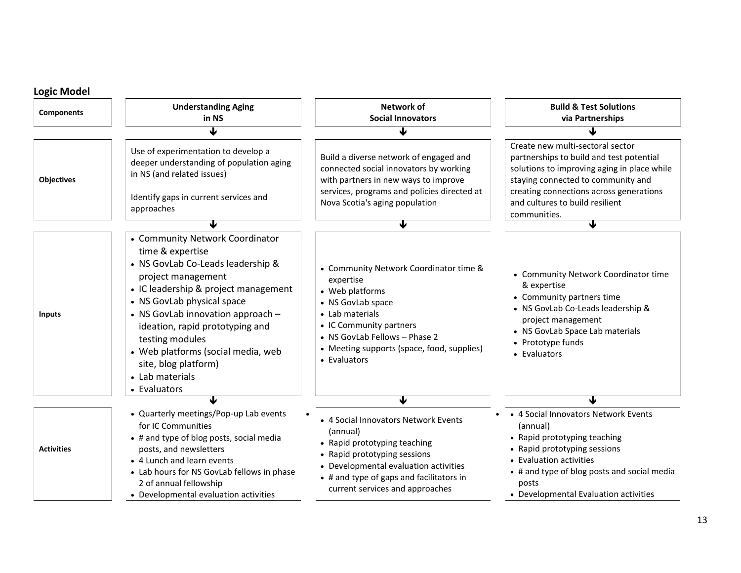## Logic Model

| Components | Understanding Aging in NS | Network of Social Innovators | Build & Test Solutions via Partnerships |
|---|---|---|---|
| Objectives | Use of experimentation to develop a deeper understanding of population aging in NS (and related issues)<br><br>Identify gaps in current services and approaches | Build a diverse network of engaged and connected social innovators by working with partners in new ways to improve services, programs and policies directed at Nova Scotia's aging population | Create new multi-sectoral sector partnerships to build and test potential solutions to improving aging in place while staying connected to community and creating connections across generations and cultures to build resilient communities. |
| Inputs | • Community Network Coordinator time & expertise<br>• NS GovLab Co-Leads leadership & project management<br>• IC leadership & project management<br>• NS GovLab physical space<br>• NS GovLab innovation approach – ideation, rapid prototyping and testing modules<br>• Web platforms (social media, web site, blog platform)<br>• Lab materials<br>• Evaluators | • Community Network Coordinator time & expertise<br>• Web platforms<br>• NS GovLab space<br>• Lab materials<br>• IC Community partners<br>• NS GovLab Fellows – Phase 2<br>• Meeting supports (space, food, supplies)<br>• Evaluators | • Community Network Coordinator time & expertise<br>• Community partners time<br>• NS GovLab Co-Leads leadership & project management<br>• NS GovLab Space Lab materials<br>• Prototype funds<br>• Evaluators |
| Activities | • Quarterly meetings/Pop-up Lab events for IC Communities<br>• # and type of blog posts, social media posts, and newsletters<br>• 4 Lunch and learn events<br>• Lab hours for NS GovLab fellows in phase 2 of annual fellowship<br>• Developmental evaluation activities | • 4 Social Innovators Network Events (annual)<br>• Rapid prototyping teaching<br>• Rapid prototyping sessions<br>• Developmental evaluation activities<br>• # and type of gaps and facilitators in current services and approaches | • 4 Social Innovators Network Events (annual)<br>• Rapid prototyping teaching<br>• Rapid prototyping sessions<br>• Evaluation activities<br>• # and type of blog posts and social media posts<br>• Developmental Evaluation activities |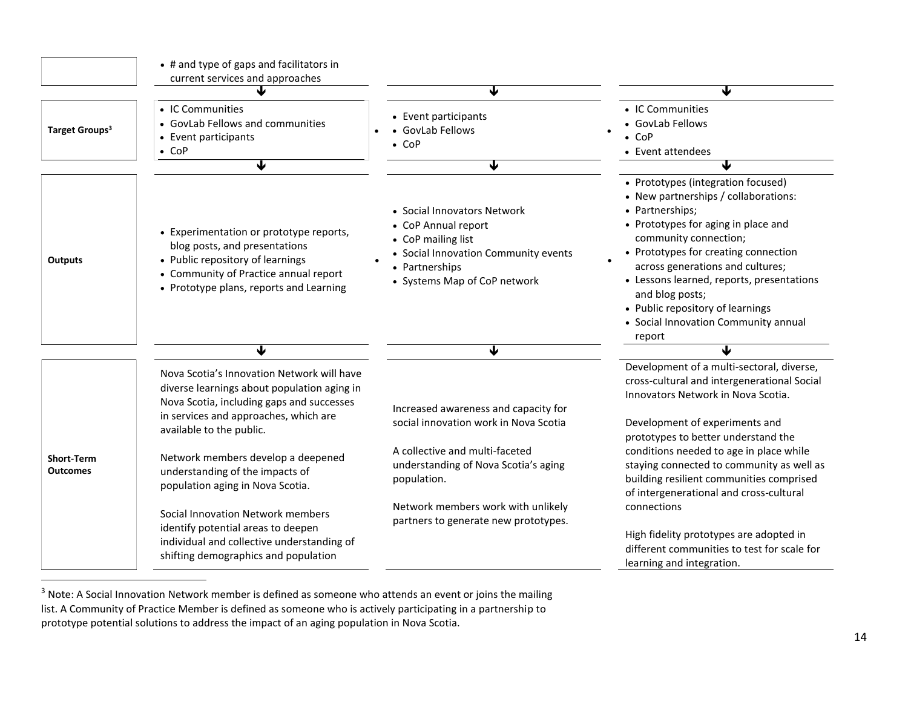| | | | |
|---|---|---|---|
| | • # and type of gaps and facilitators in current services and approaches | | |
| | ↓ | ↓ | ↓ |
| **Target Groups**[3] | • IC Communities<br>• GovLab Fellows and communities<br>• Event participants<br>• CoP | • Event participants<br>• GovLab Fellows<br>• CoP | • IC Communities<br>• GovLab Fellows<br>• CoP<br>• Event attendees |
| | ↓ | ↓ | ↓ |
| **Outputs** | • Experimentation or prototype reports, blog posts, and presentations<br>• Public repository of learnings<br>• Community of Practice annual report<br>• Prototype plans, reports and Learning | • Social Innovators Network<br>• CoP Annual report<br>• CoP mailing list<br>• Social Innovation Community events<br>• Partnerships<br>• Systems Map of CoP network | • Prototypes (integration focused)<br>• New partnerships / collaborations:<br>• Partnerships;<br>• Prototypes for aging in place and community connection;<br>• Prototypes for creating connection across generations and cultures;<br>• Lessons learned, reports, presentations and blog posts;<br>• Public repository of learnings<br>• Social Innovation Community annual report |
| | ↓ | ↓ | ↓ |
| **Short-Term Outcomes** | Nova Scotia's Innovation Network will have diverse learnings about population aging in Nova Scotia, including gaps and successes in services and approaches, which are available to the public.<br><br>Network members develop a deepened understanding of the impacts of population aging in Nova Scotia.<br><br>Social Innovation Network members identify potential areas to deepen individual and collective understanding of shifting demographics and population | Increased awareness and capacity for social innovation work in Nova Scotia<br><br>A collective and multi-faceted understanding of Nova Scotia's aging population.<br><br>Network members work with unlikely partners to generate new prototypes. | Development of a multi-sectoral, diverse, cross-cultural and intergenerational Social Innovators Network in Nova Scotia.<br><br>Development of experiments and prototypes to better understand the conditions needed to age in place while staying connected to community as well as building resilient communities comprised of intergenerational and cross-cultural connections<br><br>High fidelity prototypes are adopted in different communities to test for scale for learning and integration. |

[3] Note: A Social Innovation Network member is defined as someone who attends an event or joins the mailing list. A Community of Practice Member is defined as someone who is actively participating in a partnership to prototype potential solutions to address the impact of an aging population in Nova Scotia.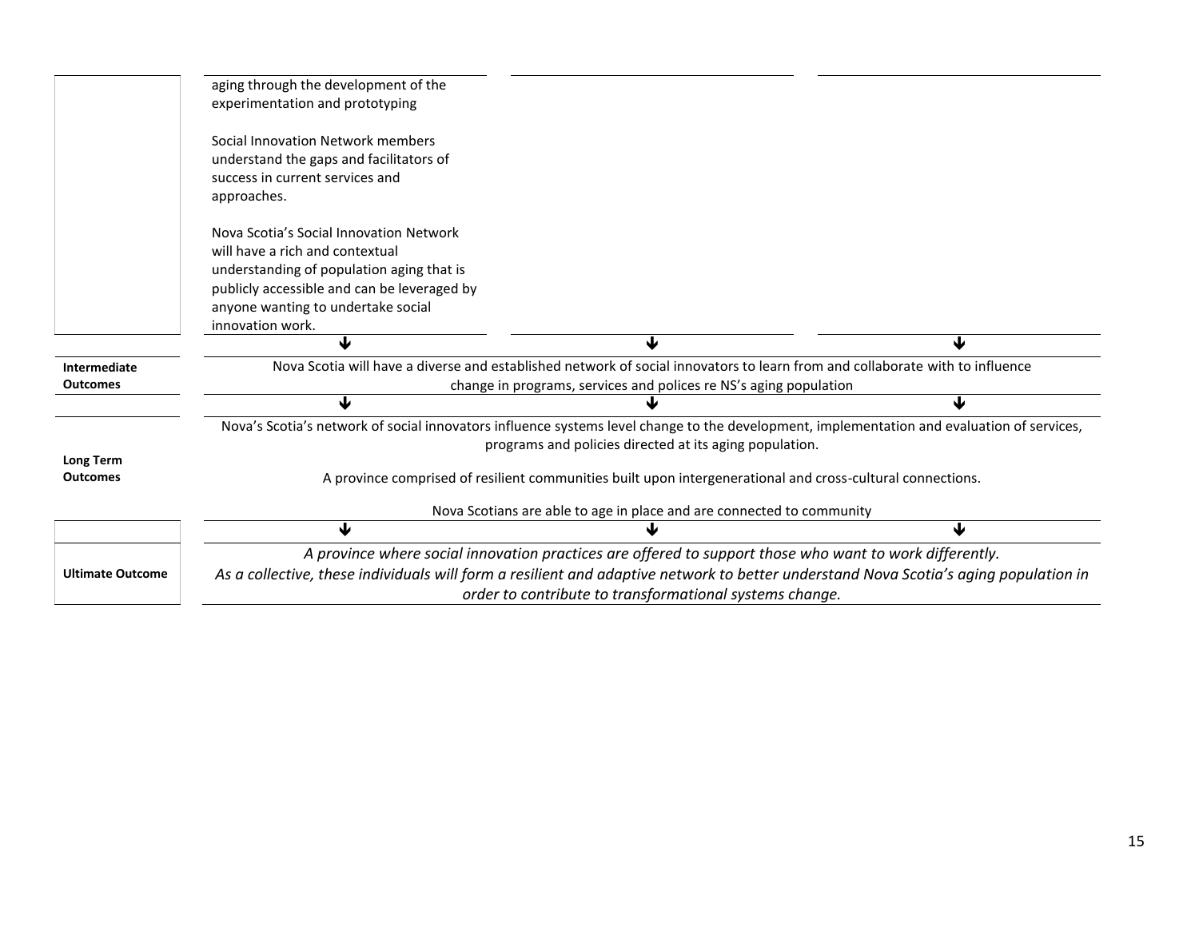| | | | |
|---|---|---|---|
| | aging through the development of the experimentation and prototyping<br><br>Social Innovation Network members understand the gaps and facilitators of success in current services and approaches.<br><br>Nova Scotia's Social Innovation Network will have a rich and contextual understanding of population aging that is publicly accessible and can be leveraged by anyone wanting to undertake social innovation work. | | |
| | ↓ | ↓ | ↓ |
| **Intermediate Outcomes** | Nova Scotia will have a diverse and established network of social innovators to learn from and collaborate with to influence change in programs, services and polices re NS's aging population | | |
| | ↓ | ↓ | ↓ |
| **Long Term Outcomes** | Nova's Scotia's network of social innovators influence systems level change to the development, implementation and evaluation of services, programs and policies directed at its aging population.<br><br>A province comprised of resilient communities built upon intergenerational and cross-cultural connections.<br><br>Nova Scotians are able to age in place and are connected to community | | |
| | ↓ | ↓ | ↓ |
| **Ultimate Outcome** | *A province where social innovation practices are offered to support those who want to work differently. As a collective, these individuals will form a resilient and adaptive network to better understand Nova Scotia's aging population in order to contribute to transformational systems change.* | | |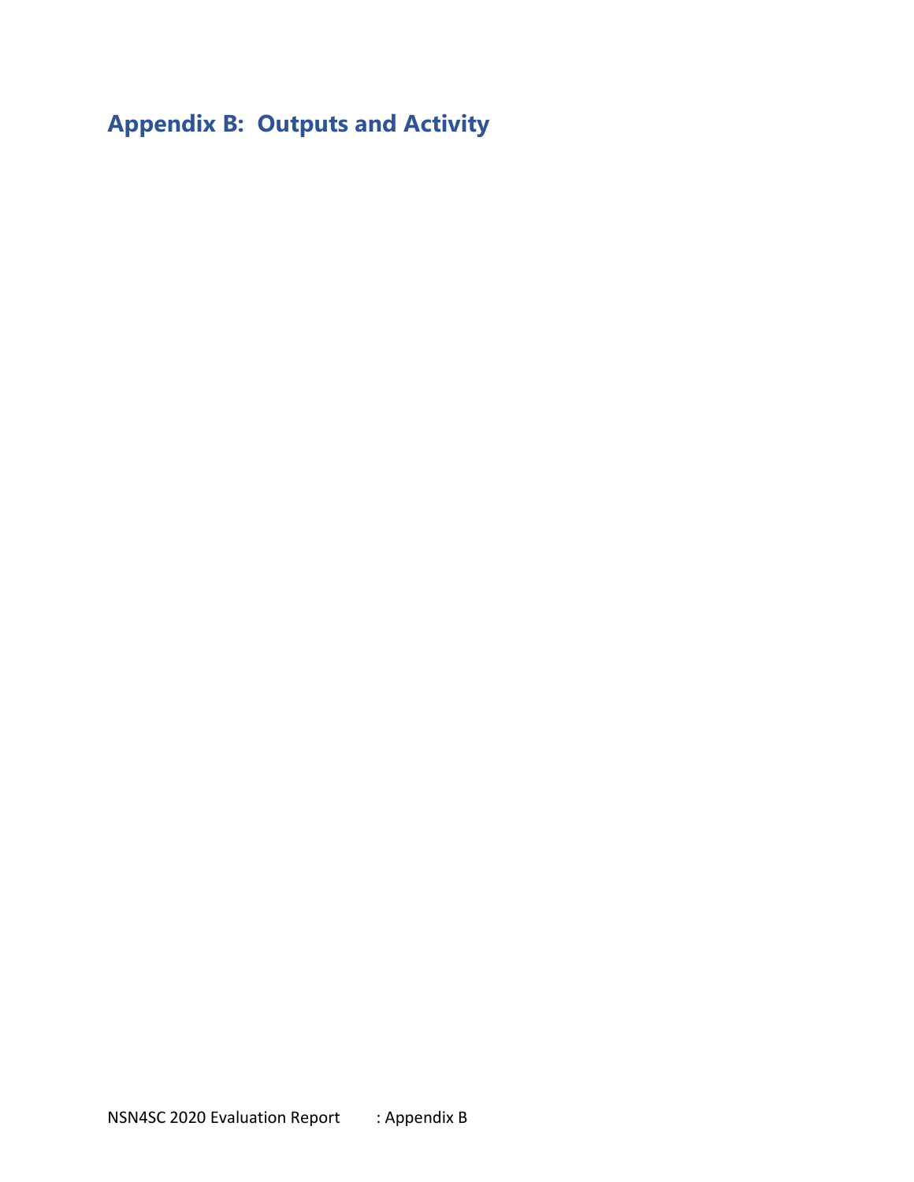# Appendix B: Outputs and Activity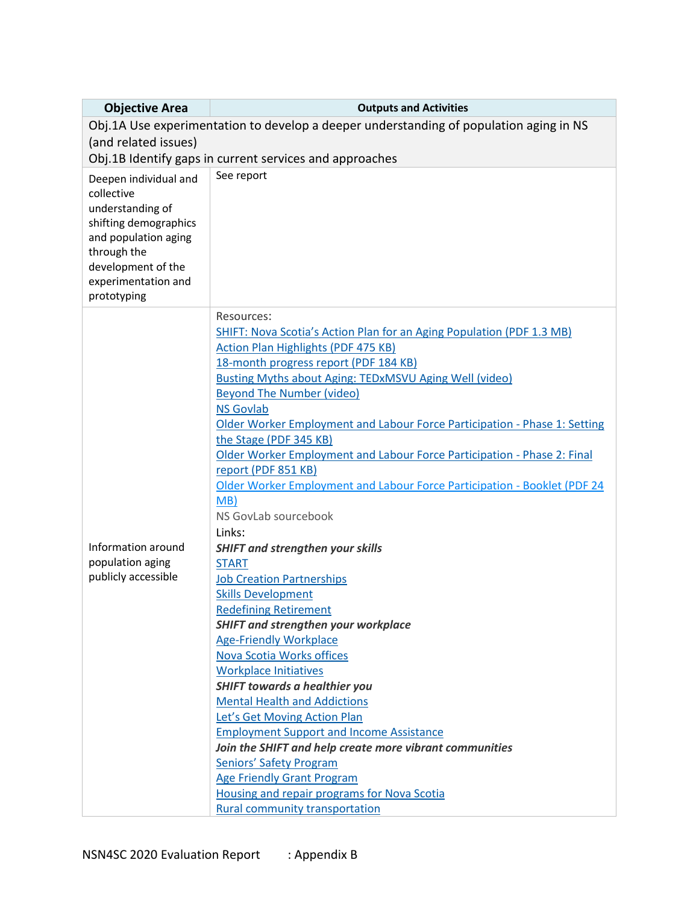| Objective Area | Outputs and Activities |
|---|---|
| Obj.1A Use experimentation to develop a deeper understanding of population aging in NS (and related issues)<br>Obj.1B Identify gaps in current services and approaches | |
| Deepen individual and collective understanding of shifting demographics and population aging through the development of the experimentation and prototyping | See report |
| Information around population aging publicly accessible | Resources:<br>SHIFT: Nova Scotia's Action Plan for an Aging Population (PDF 1.3 MB)<br>Action Plan Highlights (PDF 475 KB)<br>18-month progress report (PDF 184 KB)<br>Busting Myths about Aging: TEDxMSVU Aging Well (video)<br>Beyond The Number (video)<br>NS Govlab<br>Older Worker Employment and Labour Force Participation - Phase 1: Setting the Stage (PDF 345 KB)<br>Older Worker Employment and Labour Force Participation - Phase 2: Final report (PDF 851 KB)<br>Older Worker Employment and Labour Force Participation - Booklet (PDF 24 MB)<br>NS GovLab sourcebook<br>Links:<br>***SHIFT and strengthen your skills***<br>START<br>Job Creation Partnerships<br>Skills Development<br>Redefining Retirement<br>***SHIFT and strengthen your workplace***<br>Age-Friendly Workplace<br>Nova Scotia Works offices<br>Workplace Initiatives<br>***SHIFT towards a healthier you***<br>Mental Health and Addictions<br>Let's Get Moving Action Plan<br>Employment Support and Income Assistance<br>***Join the SHIFT and help create more vibrant communities***<br>Seniors' Safety Program<br>Age Friendly Grant Program<br>Housing and repair programs for Nova Scotia<br>Rural community transportation |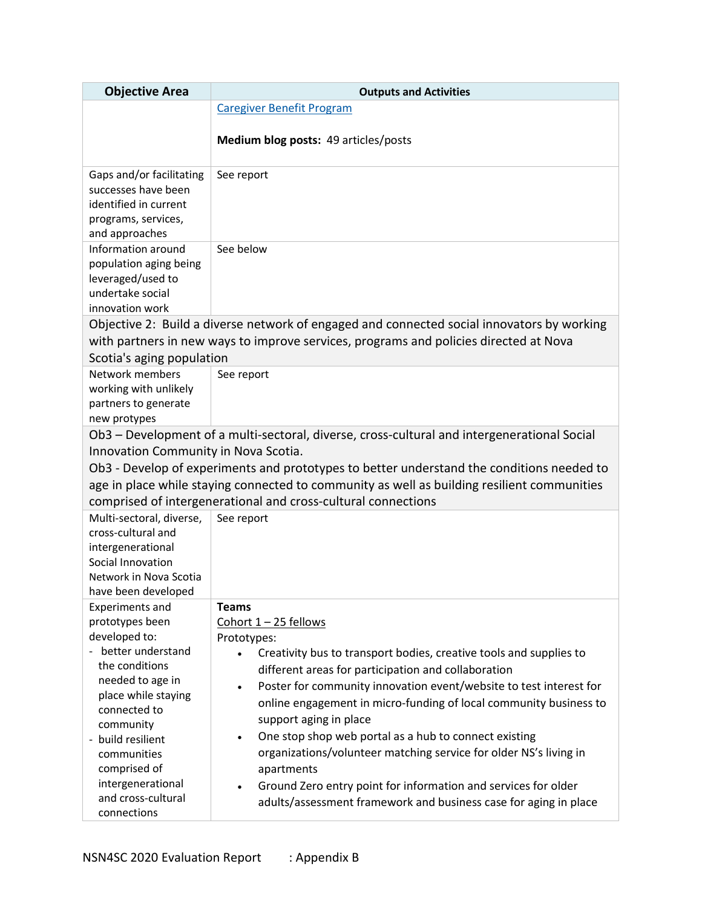| Objective Area | Outputs and Activities |
|---|---|
| | Caregiver Benefit Program<br><br>**Medium blog posts:** 49 articles/posts |
| Gaps and/or facilitating successes have been identified in current programs, services, and approaches | See report |
| Information around population aging being leveraged/used to undertake social innovation work | See below |
| Objective 2: Build a diverse network of engaged and connected social innovators by working with partners in new ways to improve services, programs and policies directed at Nova Scotia's aging population | |
| Network members working with unlikely partners to generate new protypes | See report |
| Ob3 – Development of a multi-sectoral, diverse, cross-cultural and intergenerational Social Innovation Community in Nova Scotia.<br>Ob3 - Develop of experiments and prototypes to better understand the conditions needed to age in place while staying connected to community as well as building resilient communities comprised of intergenerational and cross-cultural connections | |
| Multi-sectoral, diverse, cross-cultural and intergenerational Social Innovation Network in Nova Scotia have been developed | See report |
| Experiments and prototypes been developed to:<br>- better understand the conditions needed to age in place while staying connected to community<br>- build resilient communities comprised of intergenerational and cross-cultural connections | **Teams**<br>Cohort 1 – 25 fellows<br>Prototypes:<br>• Creativity bus to transport bodies, creative tools and supplies to different areas for participation and collaboration<br>• Poster for community innovation event/website to test interest for online engagement in micro-funding of local community business to support aging in place<br>• One stop shop web portal as a hub to connect existing organizations/volunteer matching service for older NS's living in apartments<br>• Ground Zero entry point for information and services for older adults/assessment framework and business case for aging in place |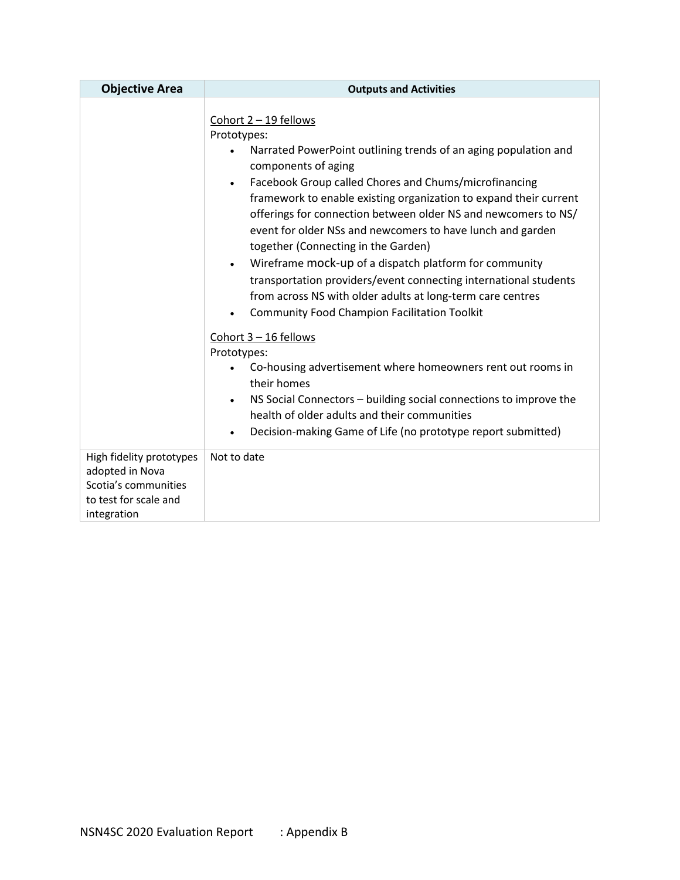| Objective Area | Outputs and Activities |
| --- | --- |
| | <u>Cohort 2 – 19 fellows</u><br>Prototypes:<br>• Narrated PowerPoint outlining trends of an aging population and components of aging<br>• Facebook Group called Chores and Chums/microfinancing framework to enable existing organization to expand their current offerings for connection between older NS and newcomers to NS/ event for older NSs and newcomers to have lunch and garden together (Connecting in the Garden)<br>• Wireframe mock-up of a dispatch platform for community transportation providers/event connecting international students from across NS with older adults at long-term care centres<br>• Community Food Champion Facilitation Toolkit<br><br><u>Cohort 3 – 16 fellows</u><br>Prototypes:<br>• Co-housing advertisement where homeowners rent out rooms in their homes<br>• NS Social Connectors – building social connections to improve the health of older adults and their communities<br>• Decision-making Game of Life (no prototype report submitted) |
| High fidelity prototypes adopted in Nova Scotia's communities to test for scale and integration | Not to date |